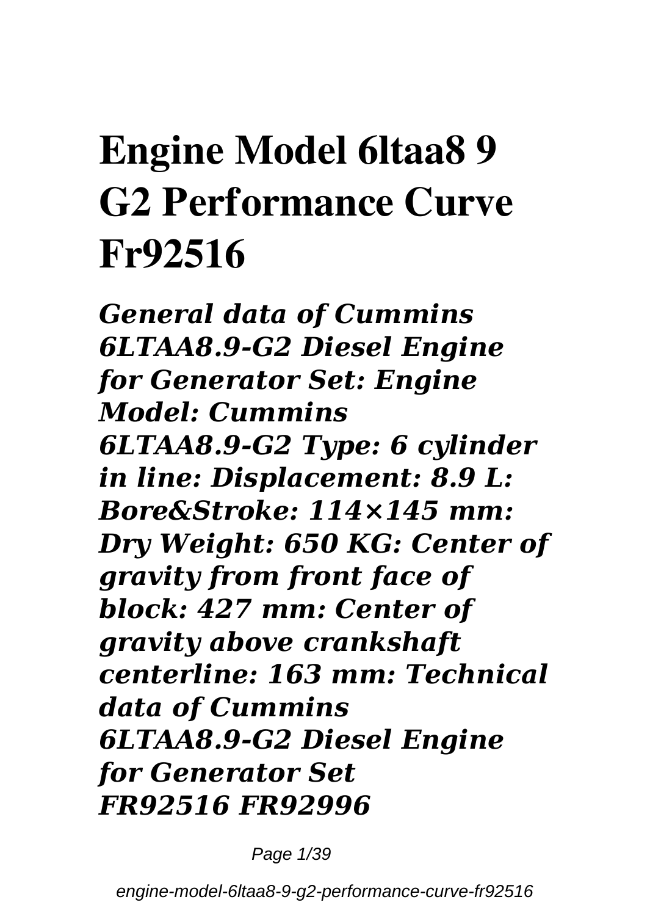# Engine Model 6ltaa8 9 G2 Performance Curve Fr92516

***General data of Cummins 6LTAA8.9-G2 Diesel Engine for Generator Set: Engine Model: Cummins 6LTAA8.9-G2 Type: 6 cylinder in line: Displacement: 8.9 L: Bore&Stroke: 114×145 mm: Dry Weight: 650 KG: Center of gravity from front face of block: 427 mm: Center of gravity above crankshaft centerline: 163 mm: Technical data of Cummins 6LTAA8.9-G2 Diesel Engine for Generator Set***

***FR92516 FR92996***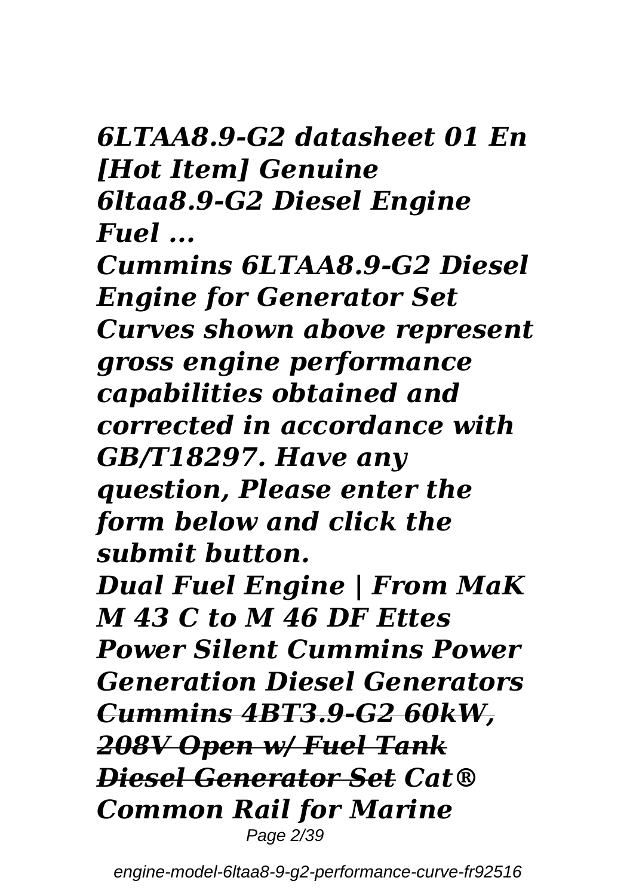*6LTAA8.9-G2 datasheet 01 En [Hot Item] Genuine 6ltaa8.9-G2 Diesel Engine Fuel ...*

*Cummins 6LTAA8.9-G2 Diesel Engine for Generator Set Curves shown above represent gross engine performance capabilities obtained and corrected in accordance with GB/T18297. Have any question, Please enter the form below and click the submit button.*

*Dual Fuel Engine | From MaK M 43 C to M 46 DF Ettes Power Silent Cummins Power Generation Diesel Generators* ~~*Cummins 4BT3.9-G2 60kW, 208V Open w/ Fuel Tank Diesel Generator Set*~~ *Cat® Common Rail for Marine*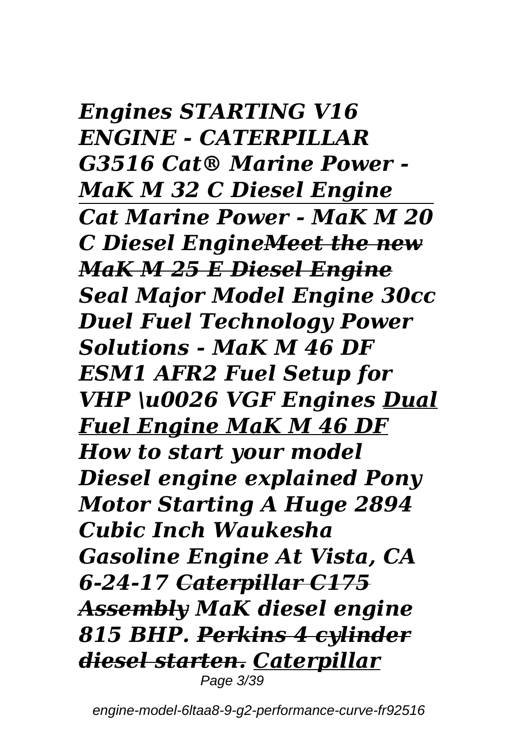*Engines STARTING V16 ENGINE - CATERPILLAR G3516 Cat® Marine Power - MaK M 32 C Diesel Engine*

---

*Cat Marine Power - MaK M 20 C Diesel Engine~~Meet the new MaK M 25 E Diesel Engine~~ Seal Major Model Engine 30cc Duel Fuel Technology Power Solutions - MaK M 46 DF ESM1 AFR2 Fuel Setup for VHP \u0026 VGF Engines Dual Fuel Engine MaK M 46 DF How to start your model Diesel engine explained Pony Motor Starting A Huge 2894 Cubic Inch Waukesha Gasoline Engine At Vista, CA 6-24-17 ~~Caterpillar C175 Assembly~~ MaK diesel engine 815 BHP. ~~Perkins 4 cylinder diesel starten.~~ Caterpillar*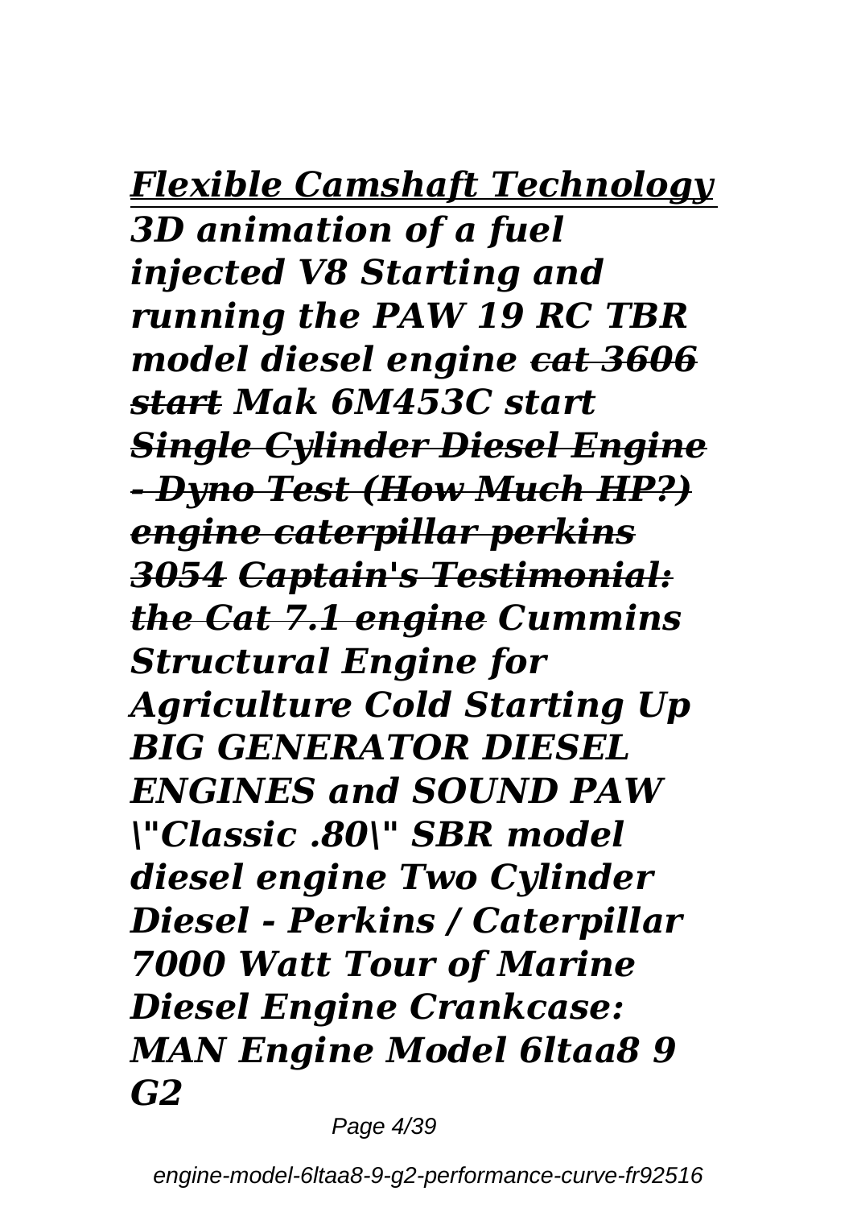*Flexible Camshaft Technology*
***3D animation of a fuel injected V8 Starting and running the PAW 19 RC TBR model diesel engine*** ***~~cat 3606 start~~*** ***Mak 6M453C start*** ***~~Single Cylinder Diesel Engine - Dyno Test (How Much HP?)~~*** ***~~engine caterpillar perkins 3054~~*** ***~~Captain's Testimonial: the Cat 7.1 engine~~*** ***Cummins Structural Engine for Agriculture Cold Starting Up BIG GENERATOR DIESEL ENGINES and SOUND PAW \"Classic .80\" SBR model diesel engine Two Cylinder Diesel - Perkins / Caterpillar 7000 Watt Tour of Marine Diesel Engine Crankcase: MAN Engine Model 6ltaa8 9 G2***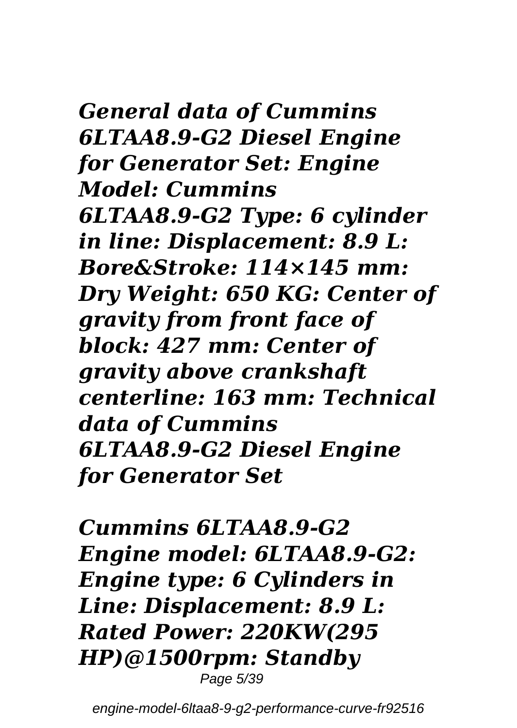***General data of Cummins 6LTAA8.9-G2 Diesel Engine for Generator Set: Engine Model: Cummins 6LTAA8.9-G2 Type: 6 cylinder in line: Displacement: 8.9 L: Bore&Stroke: 114×145 mm: Dry Weight: 650 KG: Center of gravity from front face of block: 427 mm: Center of gravity above crankshaft centerline: 163 mm: Technical data of Cummins 6LTAA8.9-G2 Diesel Engine for Generator Set***

***Cummins 6LTAA8.9-G2 Engine model: 6LTAA8.9-G2: Engine type: 6 Cylinders in Line: Displacement: 8.9 L: Rated Power: 220KW(295 HP)@1500rpm: Standby***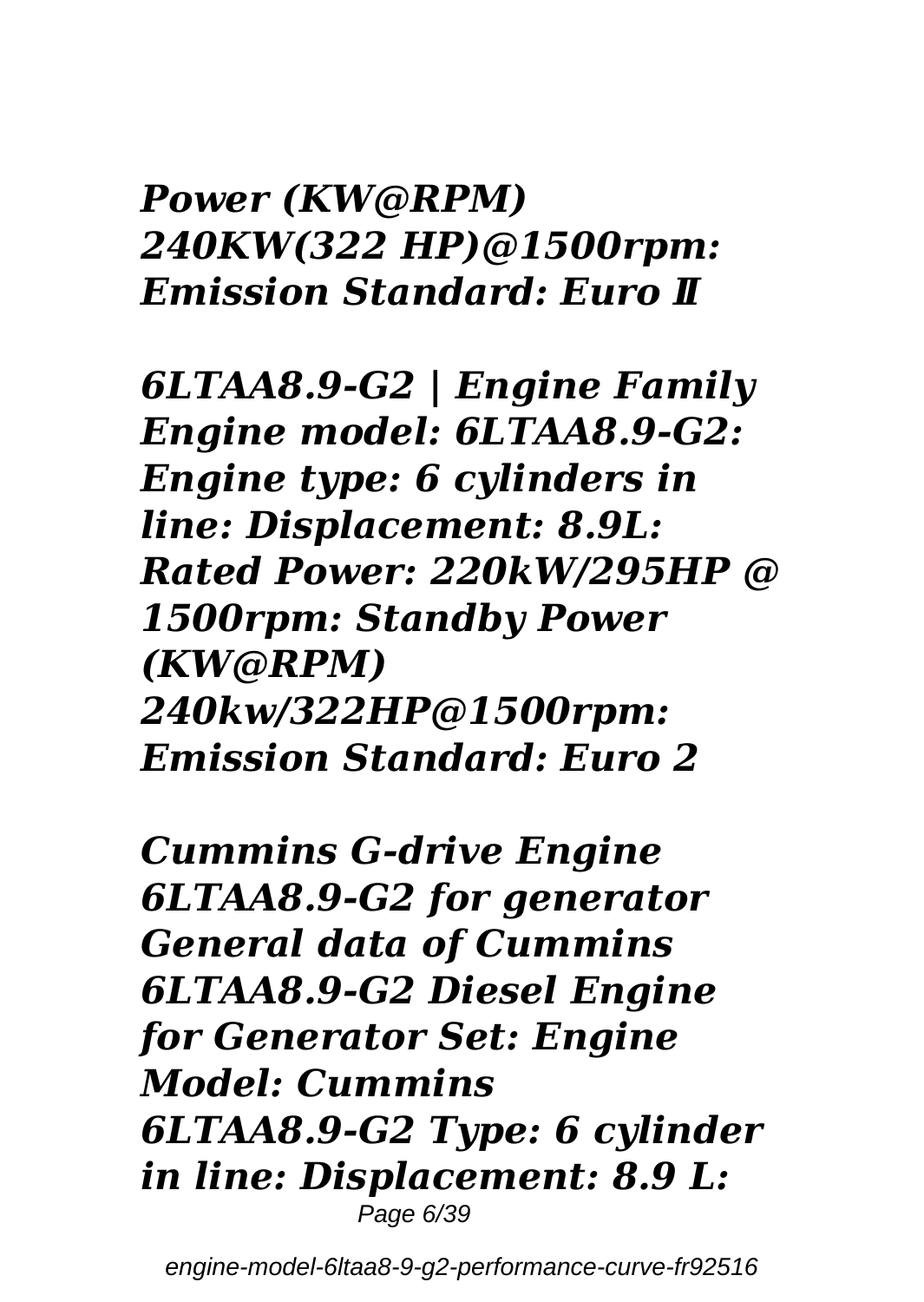***Power (KW@RPM) 240KW(322 HP)@1500rpm: Emission Standard: Euro Ⅱ***

***6LTAA8.9-G2 | Engine Family Engine model: 6LTAA8.9-G2: Engine type: 6 cylinders in line: Displacement: 8.9L: Rated Power: 220kW/295HP @ 1500rpm: Standby Power (KW@RPM) 240kw/322HP@1500rpm: Emission Standard: Euro 2***

***Cummins G-drive Engine 6LTAA8.9-G2 for generator General data of Cummins 6LTAA8.9-G2 Diesel Engine for Generator Set: Engine Model: Cummins 6LTAA8.9-G2 Type: 6 cylinder in line: Displacement: 8.9 L:***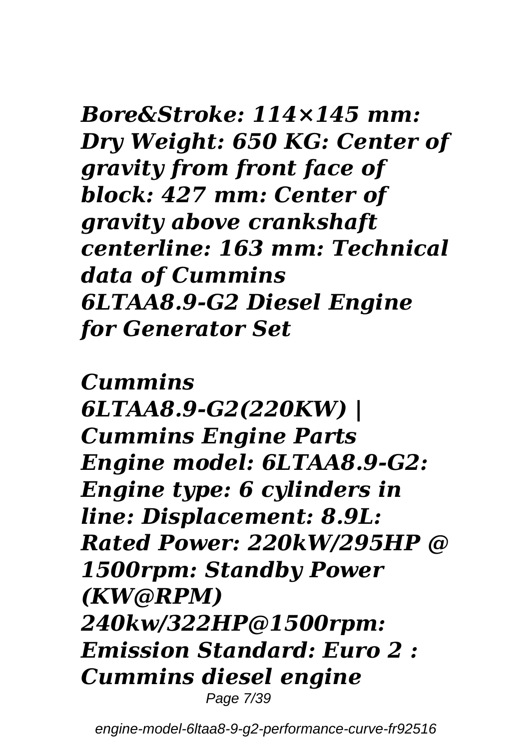*Bore&Stroke: 114×145 mm: Dry Weight: 650 KG: Center of gravity from front face of block: 427 mm: Center of gravity above crankshaft centerline: 163 mm: Technical data of Cummins 6LTAA8.9-G2 Diesel Engine for Generator Set*

*Cummins 6LTAA8.9-G2(220KW) | Cummins Engine Parts Engine model: 6LTAA8.9-G2: Engine type: 6 cylinders in line: Displacement: 8.9L: Rated Power: 220kW/295HP @ 1500rpm: Standby Power (KW@RPM) 240kw/322HP@1500rpm: Emission Standard: Euro 2 : Cummins diesel engine*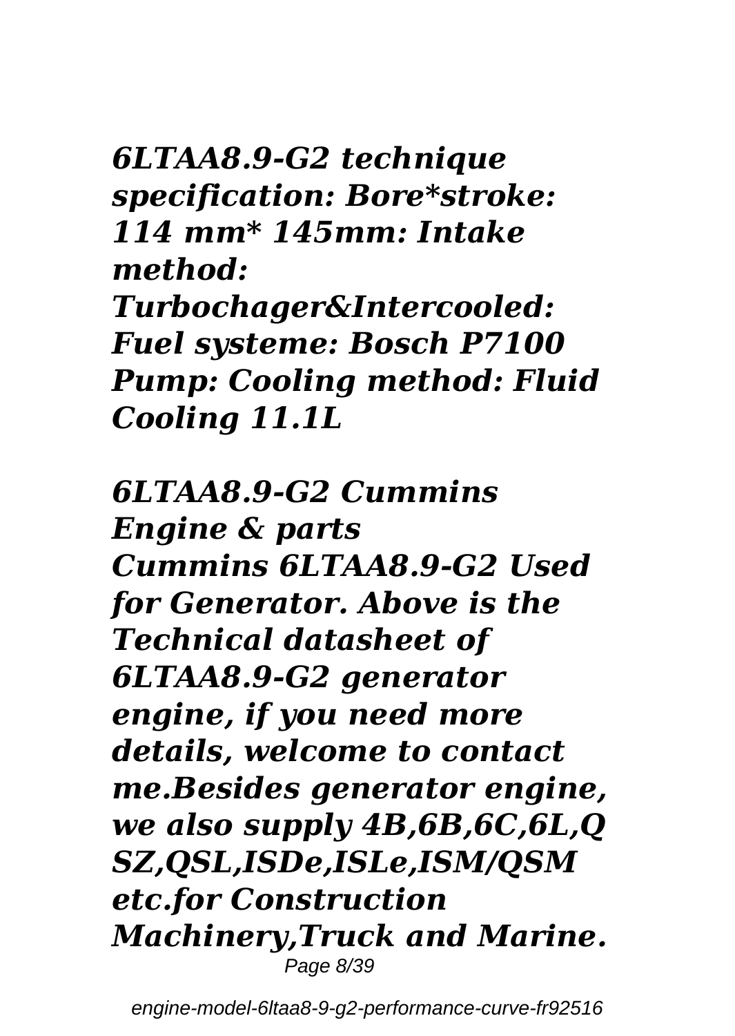*6LTAA8.9-G2 technique specification: Bore*stroke: 114 mm* 145mm: Intake method: Turbochager&Intercooled: Fuel systeme: Bosch P7100 Pump: Cooling method: Fluid Cooling 11.1L*

*6LTAA8.9-G2 Cummins Engine & parts*

*Cummins 6LTAA8.9-G2 Used for Generator. Above is the Technical datasheet of 6LTAA8.9-G2 generator engine, if you need more details, welcome to contact me.Besides generator engine, we also supply 4B,6B,6C,6L,QSZ,QSL,ISDe,ISLe,ISM/QSM etc.for Construction Machinery,Truck and Marine.*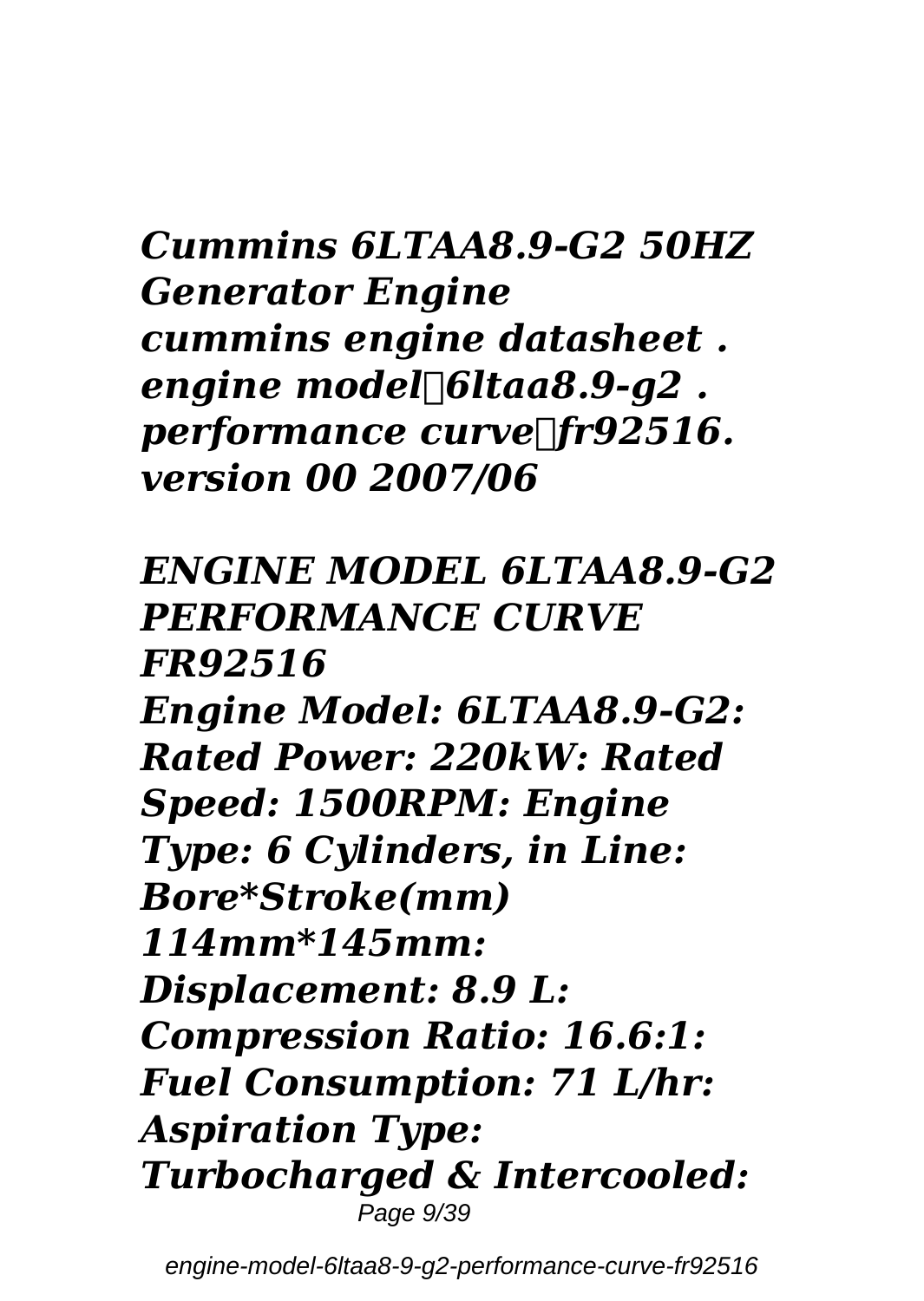*Cummins 6LTAA8.9-G2 50HZ Generator Engine*
*cummins engine datasheet . engine model：6ltaa8.9-g2 . performance curve：fr92516. version 00 2007/06*

## *ENGINE MODEL 6LTAA8.9-G2 PERFORMANCE CURVE FR92516*

*Engine Model: 6LTAA8.9-G2: Rated Power: 220kW: Rated Speed: 1500RPM: Engine Type: 6 Cylinders, in Line: Bore*Stroke(mm) 114mm*145mm: Displacement: 8.9 L: Compression Ratio: 16.6:1: Fuel Consumption: 71 L/hr: Aspiration Type: Turbocharged & Intercooled:*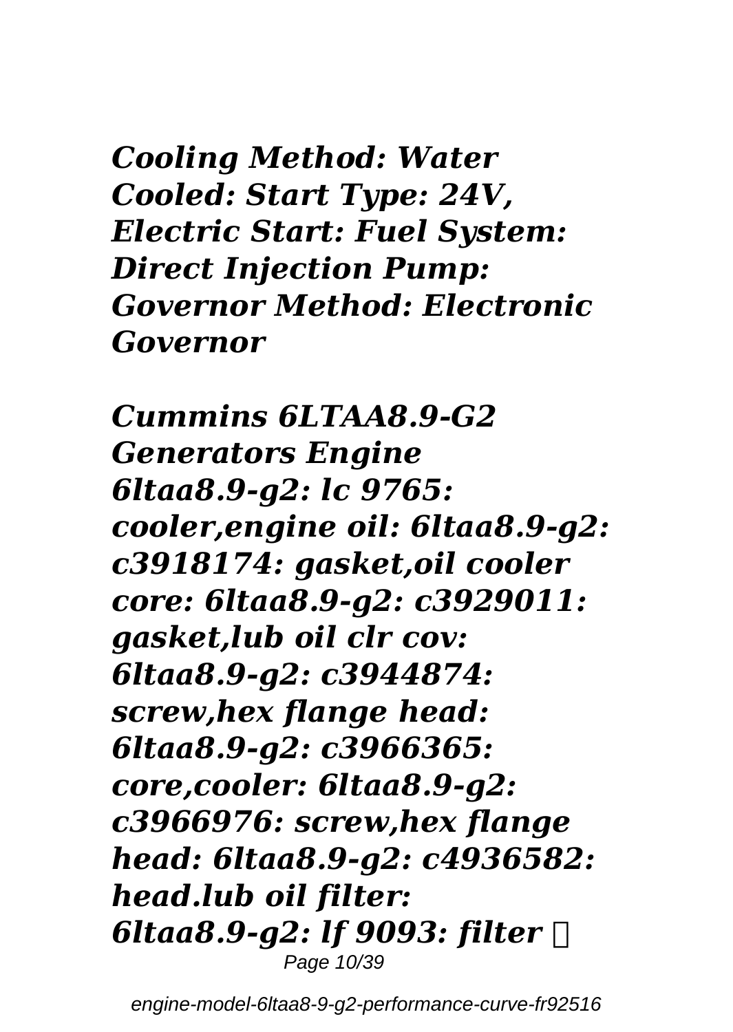*Cooling Method: Water Cooled: Start Type: 24V, Electric Start: Fuel System: Direct Injection Pump: Governor Method: Electronic Governor*

*Cummins 6LTAA8.9-G2 Generators Engine 6ltaa8.9-g2: lc 9765: cooler,engine oil: 6ltaa8.9-g2: c3918174: gasket,oil cooler core: 6ltaa8.9-g2: c3929011: gasket,lub oil clr cov: 6ltaa8.9-g2: c3944874: screw,hex flange head: 6ltaa8.9-g2: c3966365: core,cooler: 6ltaa8.9-g2: c3966976: screw,hex flange head: 6ltaa8.9-g2: c4936582: head.lub oil filter: 6ltaa8.9-g2: lf 9093: filter*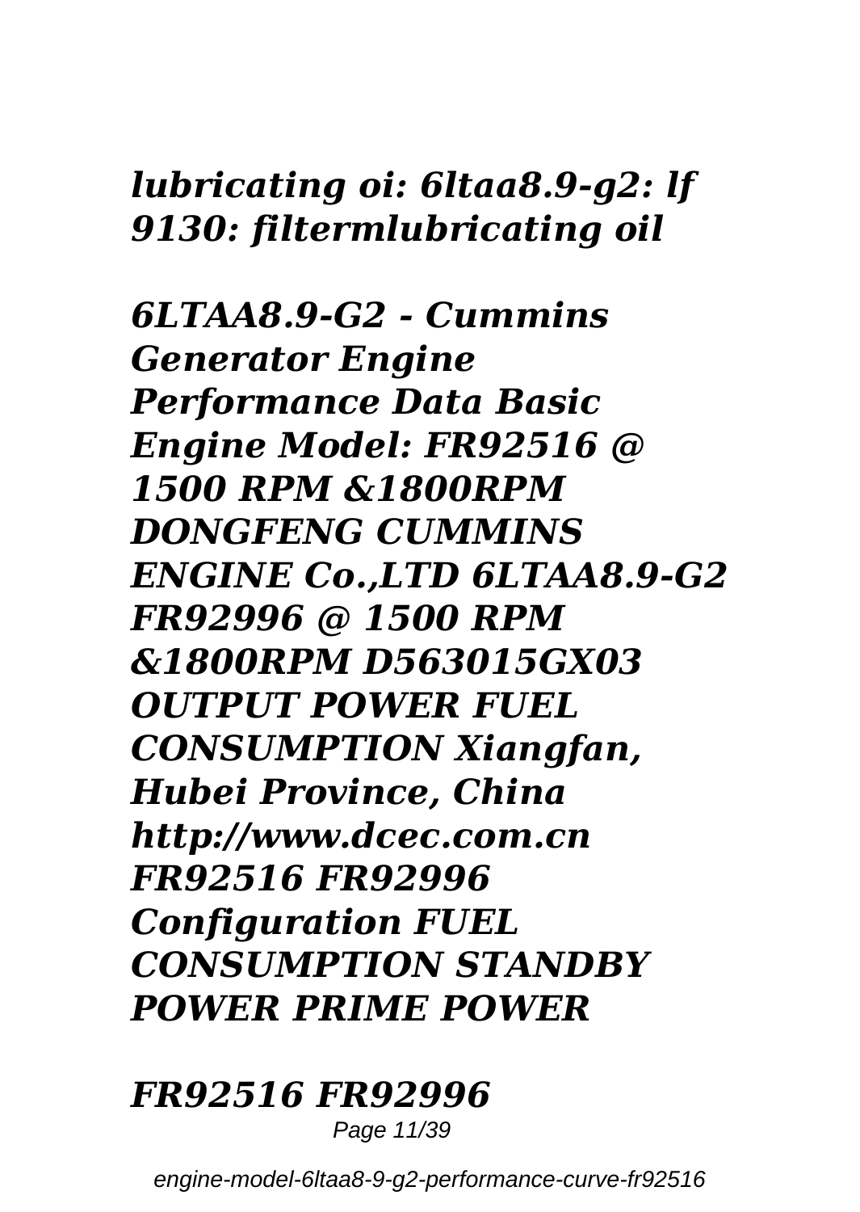***lubricating oi: 6ltaa8.9-g2: lf 9130: filtermlubricating oil***

***6LTAA8.9-G2 - Cummins Generator Engine Performance Data Basic Engine Model: FR92516 @ 1500 RPM &1800RPM DONGFENG CUMMINS ENGINE Co.,LTD 6LTAA8.9-G2 FR92996 @ 1500 RPM &1800RPM D563015GX03 OUTPUT POWER FUEL CONSUMPTION Xiangfan, Hubei Province, China http://www.dcec.com.cn FR92516 FR92996 Configuration FUEL CONSUMPTION STANDBY POWER PRIME POWER***

***FR92516 FR92996***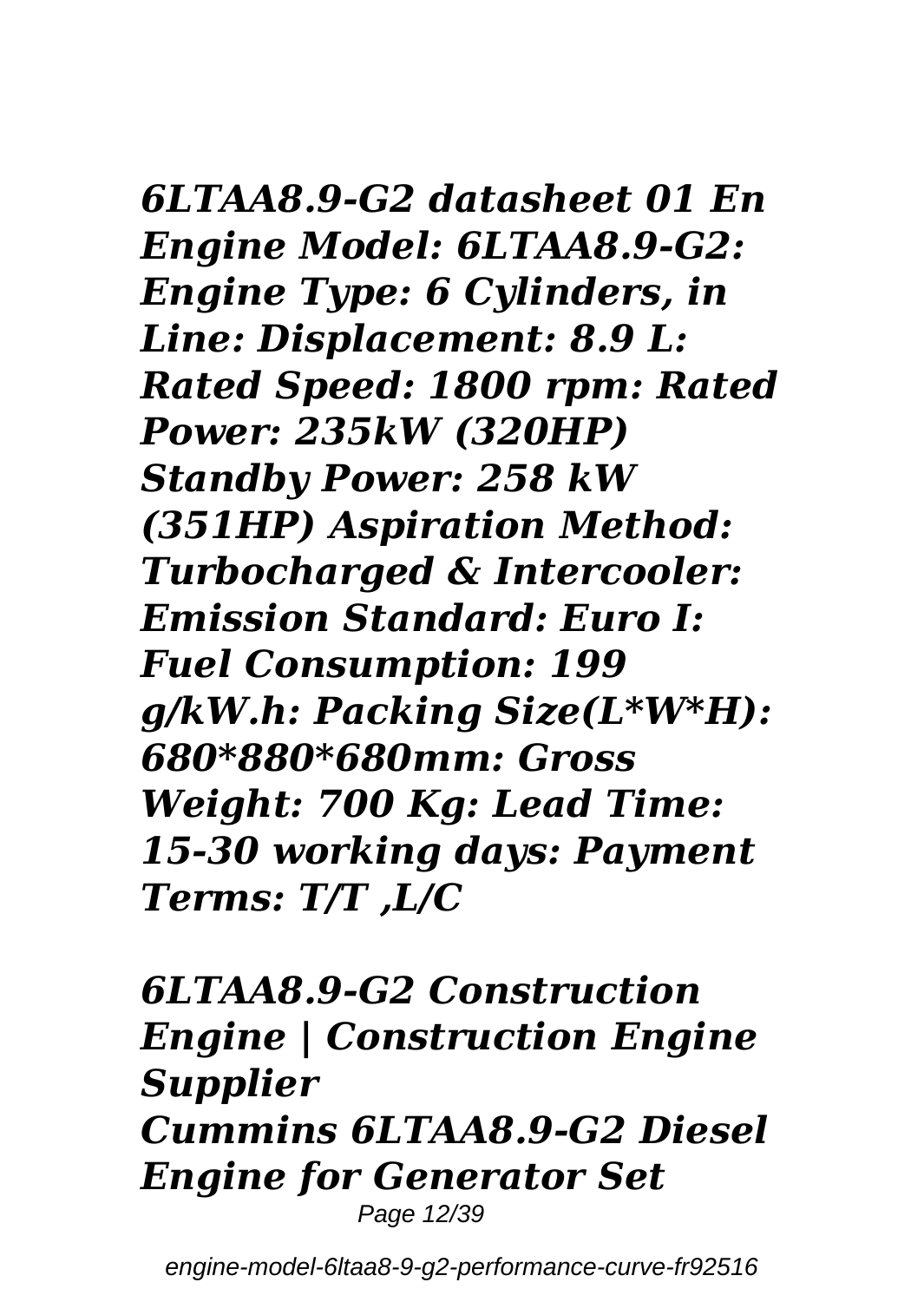*6LTAA8.9-G2 datasheet 01 En Engine Model: 6LTAA8.9-G2: Engine Type: 6 Cylinders, in Line: Displacement: 8.9 L: Rated Speed: 1800 rpm: Rated Power: 235kW (320HP) Standby Power: 258 kW (351HP) Aspiration Method: Turbocharged & Intercooler: Emission Standard: Euro I: Fuel Consumption: 199 g/kW.h: Packing Size(L*W*H): 680*880*680mm: Gross Weight: 700 Kg: Lead Time: 15-30 working days: Payment Terms: T/T ,L/C*

## *6LTAA8.9-G2 Construction Engine | Construction Engine Supplier*

*Cummins 6LTAA8.9-G2 Diesel Engine for Generator Set*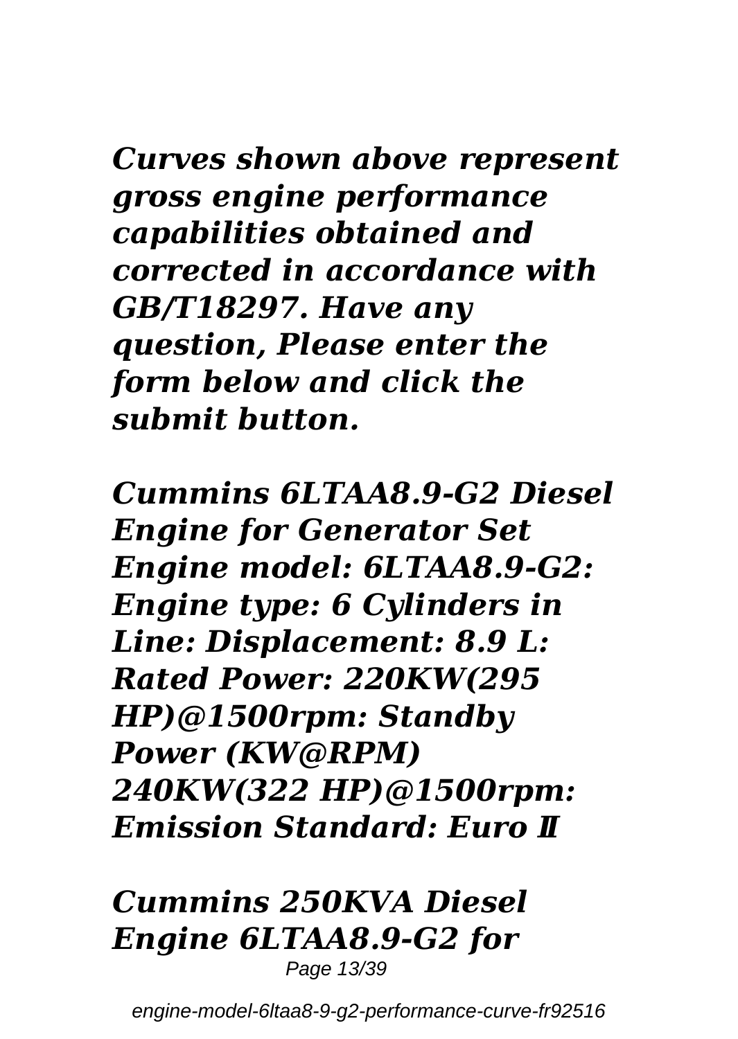***Curves shown above represent gross engine performance capabilities obtained and corrected in accordance with GB/T18297. Have any question, Please enter the form below and click the submit button.***

***Cummins 6LTAA8.9-G2 Diesel Engine for Generator Set Engine model: 6LTAA8.9-G2: Engine type: 6 Cylinders in Line: Displacement: 8.9 L: Rated Power: 220KW(295 HP)@1500rpm: Standby Power (KW@RPM) 240KW(322 HP)@1500rpm: Emission Standard: Euro Ⅱ***

## *Cummins 250KVA Diesel Engine 6LTAA8.9-G2 for*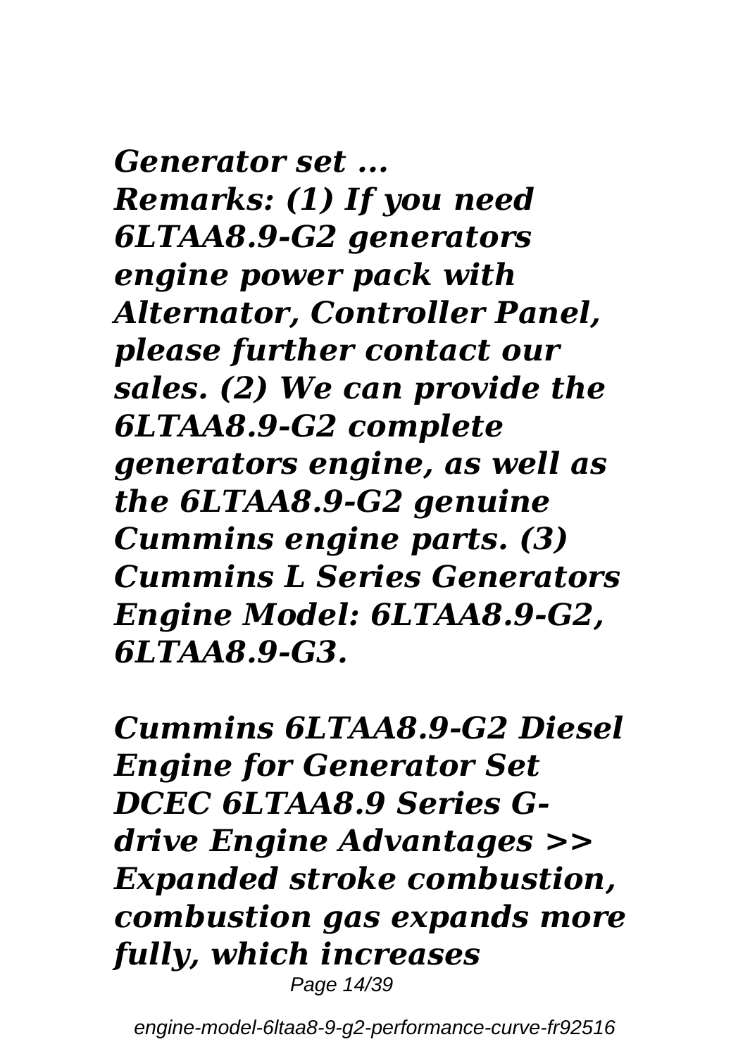*Generator set ...*
***Remarks: (1) If you need 6LTAA8.9-G2 generators engine power pack with Alternator, Controller Panel, please further contact our sales. (2) We can provide the 6LTAA8.9-G2 complete generators engine, as well as the 6LTAA8.9-G2 genuine Cummins engine parts. (3) Cummins L Series Generators Engine Model: 6LTAA8.9-G2, 6LTAA8.9-G3.***

***Cummins 6LTAA8.9-G2 Diesel Engine for Generator Set***
***DCEC 6LTAA8.9 Series G-drive Engine Advantages >> Expanded stroke combustion, combustion gas expands more fully, which increases***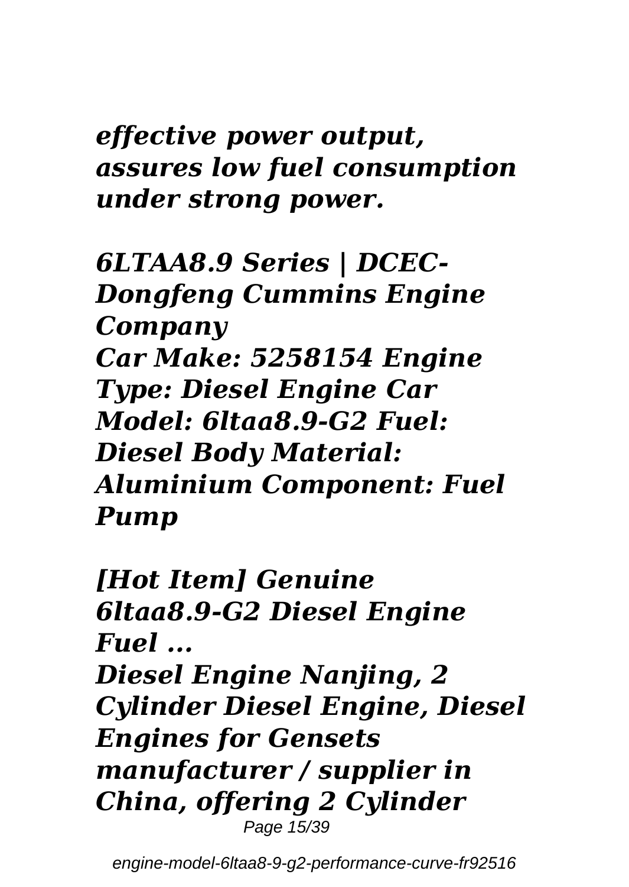*effective power output, assures low fuel consumption under strong power.*

***6LTAA8.9 Series | DCEC-Dongfeng Cummins Engine Company***

***Car Make: 5258154 Engine Type: Diesel Engine Car Model: 6ltaa8.9-G2 Fuel: Diesel Body Material: Aluminium Component: Fuel Pump***

***[Hot Item] Genuine 6ltaa8.9-G2 Diesel Engine Fuel ...***

***Diesel Engine Nanjing, 2 Cylinder Diesel Engine, Diesel Engines for Gensets manufacturer / supplier in China, offering 2 Cylinder***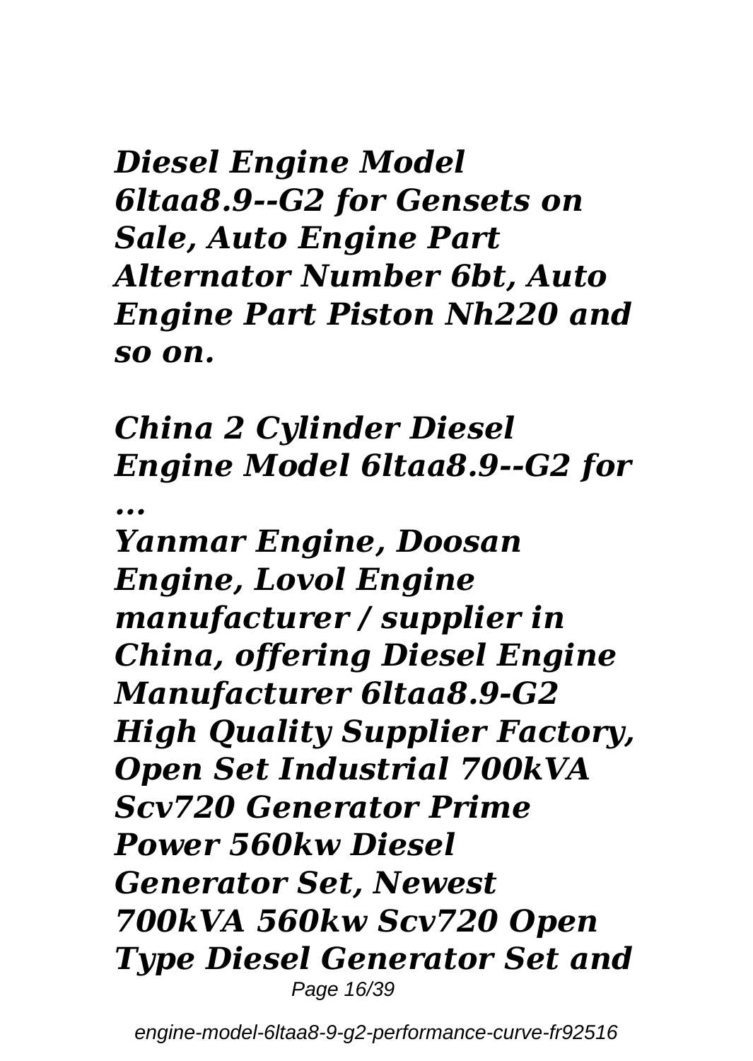***Diesel Engine Model 6ltaa8.9--G2 for Gensets on Sale, Auto Engine Part Alternator Number 6bt, Auto Engine Part Piston Nh220 and so on.***

***China 2 Cylinder Diesel Engine Model 6ltaa8.9--G2 for ...***

***Yanmar Engine, Doosan Engine, Lovol Engine manufacturer / supplier in China, offering Diesel Engine Manufacturer 6ltaa8.9-G2 High Quality Supplier Factory, Open Set Industrial 700kVA Scv720 Generator Prime Power 560kw Diesel Generator Set, Newest 700kVA 560kw Scv720 Open Type Diesel Generator Set and***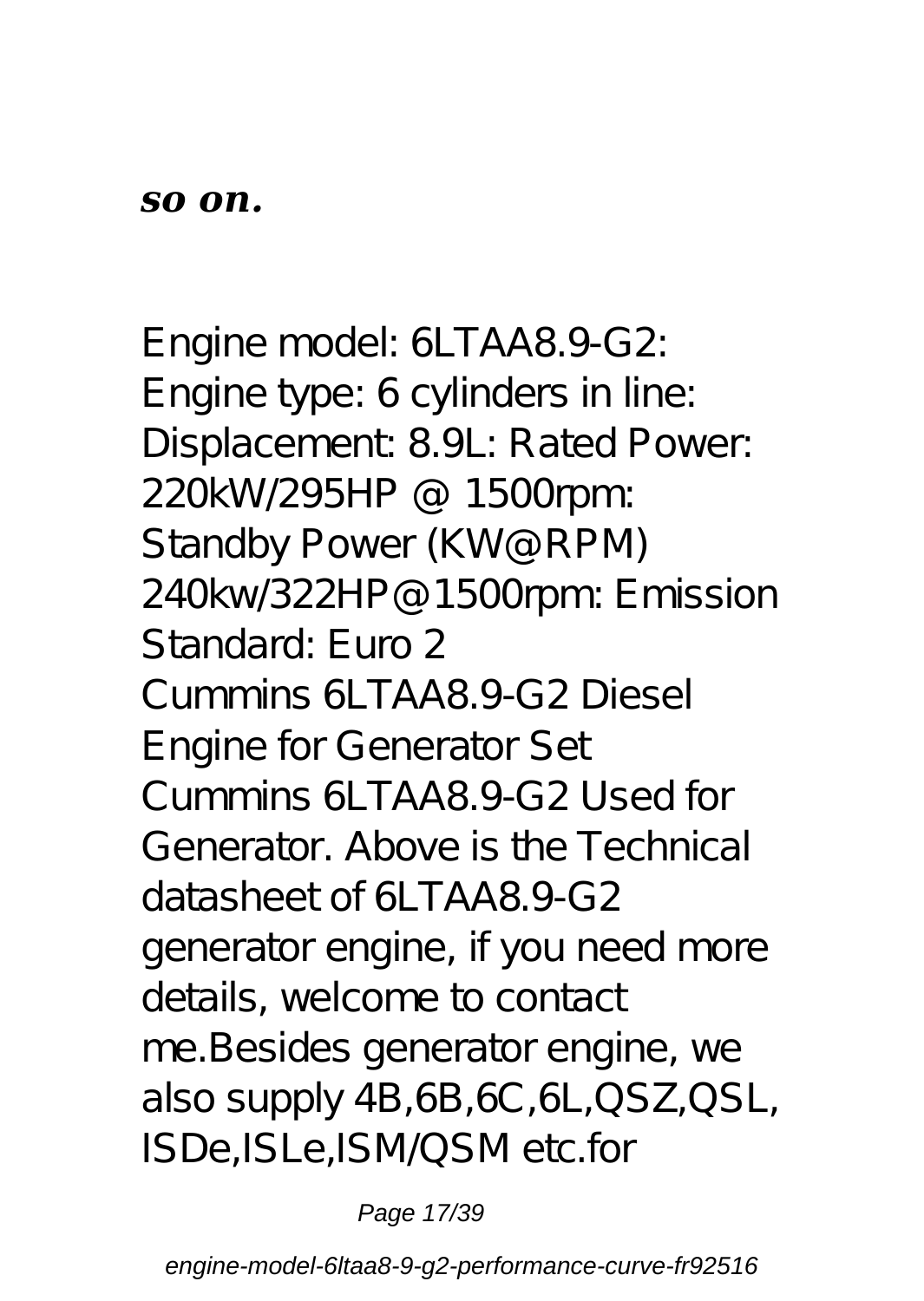***so on.***

Engine model: 6LTAA8.9-G2: Engine type: 6 cylinders in line: Displacement: 8.9L: Rated Power: 220kW/295HP @ 1500rpm: Standby Power (KW@RPM) 240kw/322HP@1500rpm: Emission Standard: Euro 2

Cummins 6LTAA8.9-G2 Diesel Engine for Generator Set

Cummins 6LTAA8.9-G2 Used for Generator. Above is the Technical datasheet of 6LTAA8.9-G2 generator engine, if you need more details, welcome to contact me.Besides generator engine, we also supply 4B,6B,6C,6L,QSZ,QSL, ISDe,ISLe,ISM/QSM etc.for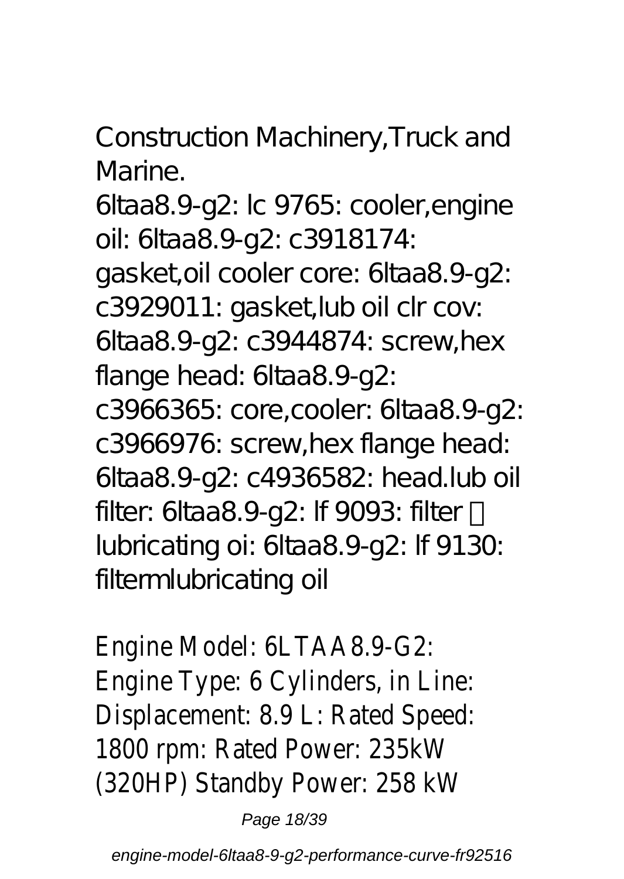Construction Machinery,Truck and Marine.

6ltaa8.9-g2: lc 9765: cooler,engine oil: 6ltaa8.9-g2: c3918174: gasket,oil cooler core: 6ltaa8.9-g2: c3929011: gasket,lub oil clr cov: 6ltaa8.9-g2: c3944874: screw,hex flange head: 6ltaa8.9-g2: c3966365: core,cooler: 6ltaa8.9-g2: c3966976: screw,hex flange head: 6ltaa8.9-g2: c4936582: head.lub oil filter: 6ltaa8.9-g2: lf 9093: filter  lubricating oi: 6ltaa8.9-g2: lf 9130: filtermlubricating oil

Engine Model: 6LTAA8.9-G2: Engine Type: 6 Cylinders, in Line: Displacement: 8.9 L: Rated Speed: 1800 rpm: Rated Power: 235kW (320HP) Standby Power: 258 kW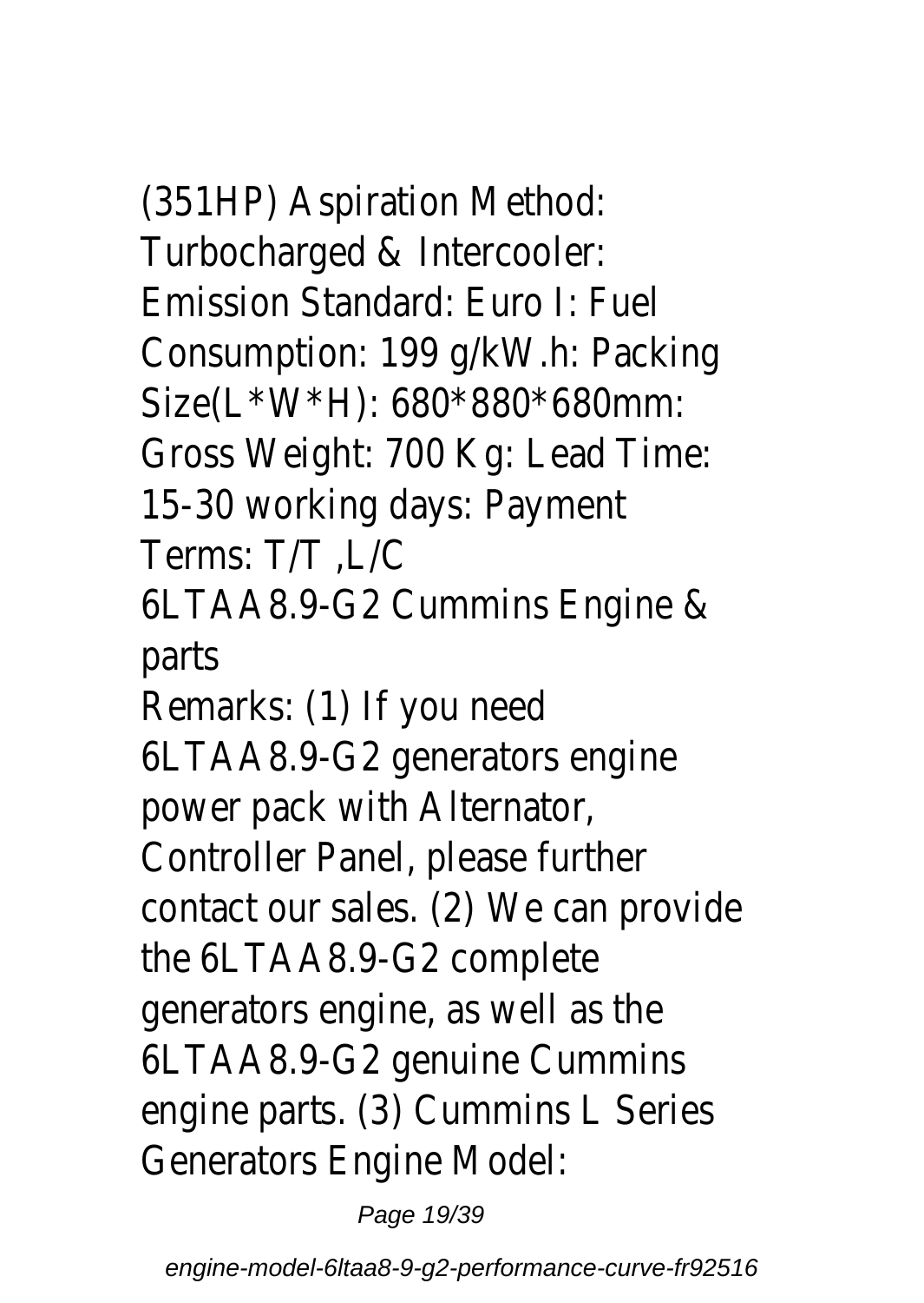(351HP) Aspiration Method: Turbocharged & Intercooler: Emission Standard: Euro I: Fuel Consumption: 199 g/kW.h: Packing Size(L*W*H): 680*880*680mm: Gross Weight: 700 Kg: Lead Time: 15-30 working days: Payment Terms: T/T ,L/C

6LTAA8.9-G2 Cummins Engine & parts

Remarks: (1) If you need 6LTAA8.9-G2 generators engine power pack with Alternator, Controller Panel, please further contact our sales. (2) We can provide the 6LTAA8.9-G2 complete generators engine, as well as the 6LTAA8.9-G2 genuine Cummins engine parts. (3) Cummins L Series Generators Engine Model: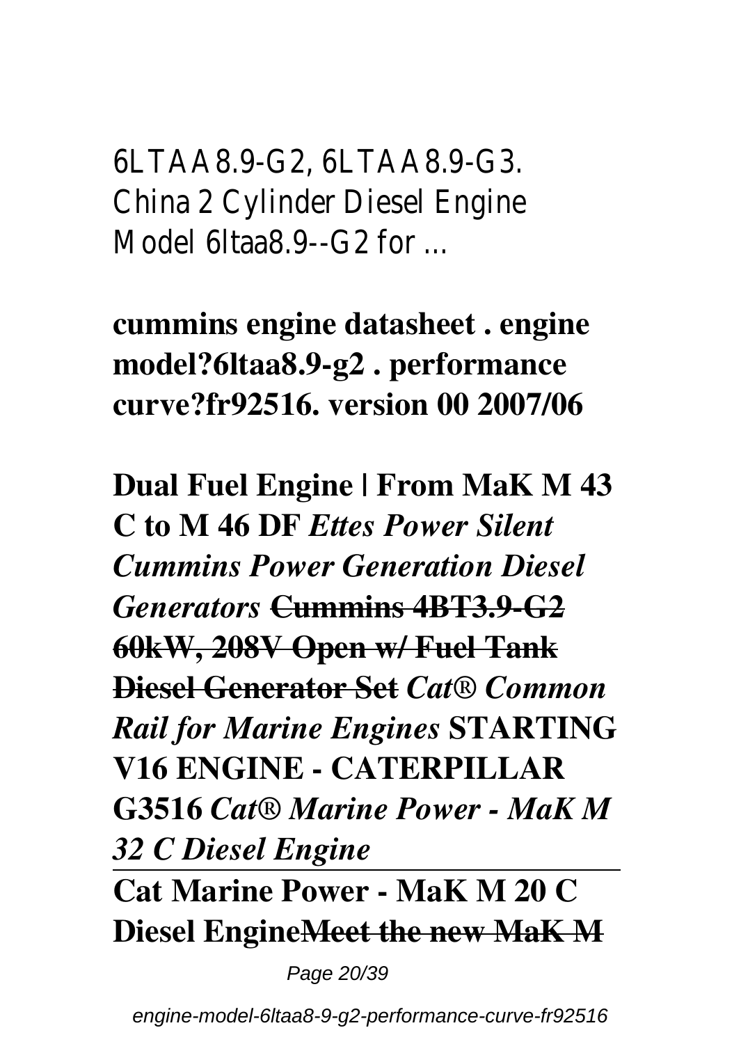6LTAA8.9-G2, 6LTAA8.9-G3.
China 2 Cylinder Diesel Engine
Model 6ltaa8.9--G2 for ...

**cummins engine datasheet . engine model?6ltaa8.9-g2 . performance curve?fr92516. version 00 2007/06**

**Dual Fuel Engine | From MaK M 43 C to M 46 DF** ***Ettes Power Silent Cummins Power Generation Diesel Generators*** **~~Cummins 4BT3.9-G2 60kW, 208V Open w/ Fuel Tank Diesel Generator Set~~** ***Cat® Common Rail for Marine Engines*** **STARTING V16 ENGINE - CATERPILLAR G3516** ***Cat® Marine Power - MaK M 32 C Diesel Engine***

---

**Cat Marine Power - MaK M 20 C Diesel Engine~~Meet the new MaK M~~**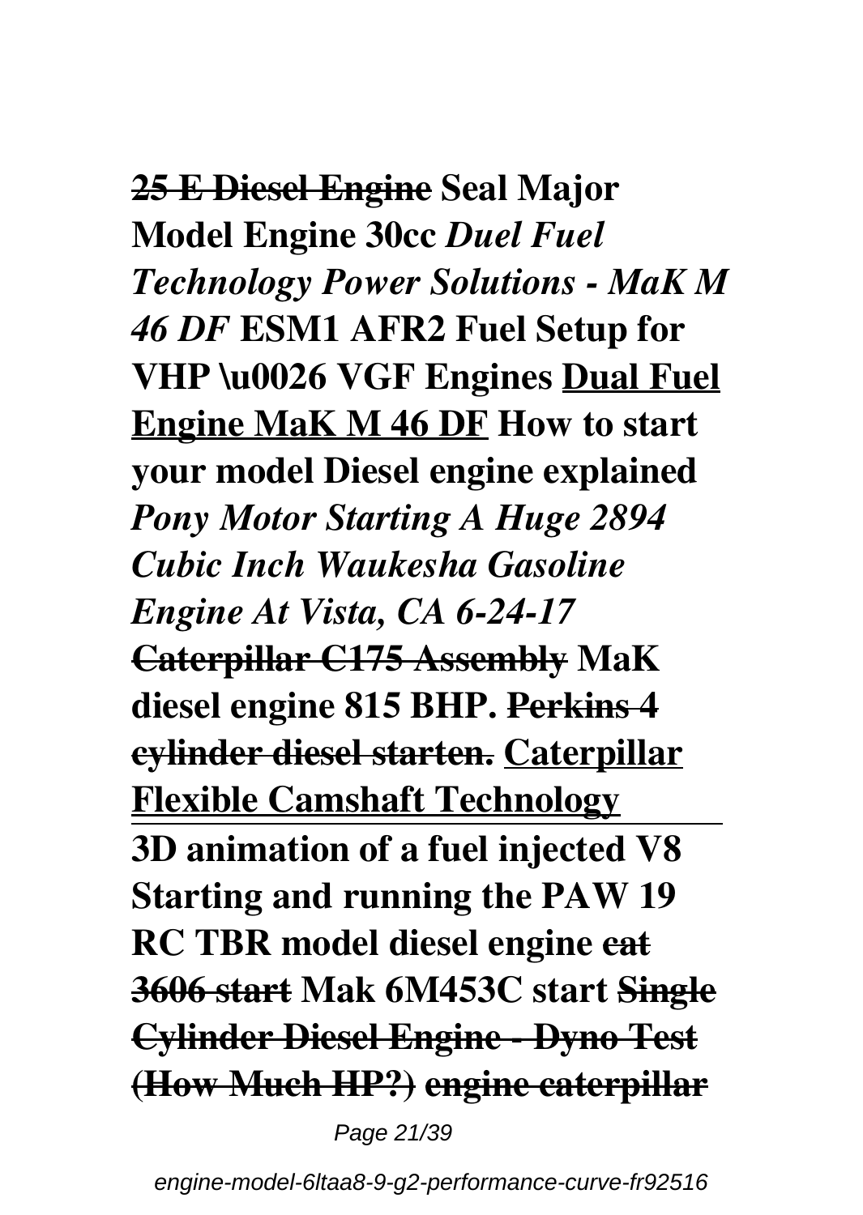~~**25 E Diesel Engine**~~ **Seal Major Model Engine 30cc** ***Duel Fuel Technology Power Solutions - MaK M 46 DF*** **ESM1 AFR2 Fuel Setup for VHP \u0026 VGF Engines** **<u>Dual Fuel Engine MaK M 46 DF</u>** **How to start your model Diesel engine explained** ***Pony Motor Starting A Huge 2894 Cubic Inch Waukesha Gasoline Engine At Vista, CA 6-24-17*** ~~**Caterpillar C175 Assembly**~~ **MaK diesel engine 815 BHP.** ~~**Perkins 4 cylinder diesel starten.**~~ **<u>Caterpillar Flexible Camshaft Technology</u>**

---

**3D animation of a fuel injected V8** **Starting and running the PAW 19 RC TBR model diesel engine** ~~**cat 3606 start**~~ **Mak 6M453C start** ~~**Single Cylinder Diesel Engine - Dyno Test (How Much HP?)**~~ ~~**engine caterpillar**~~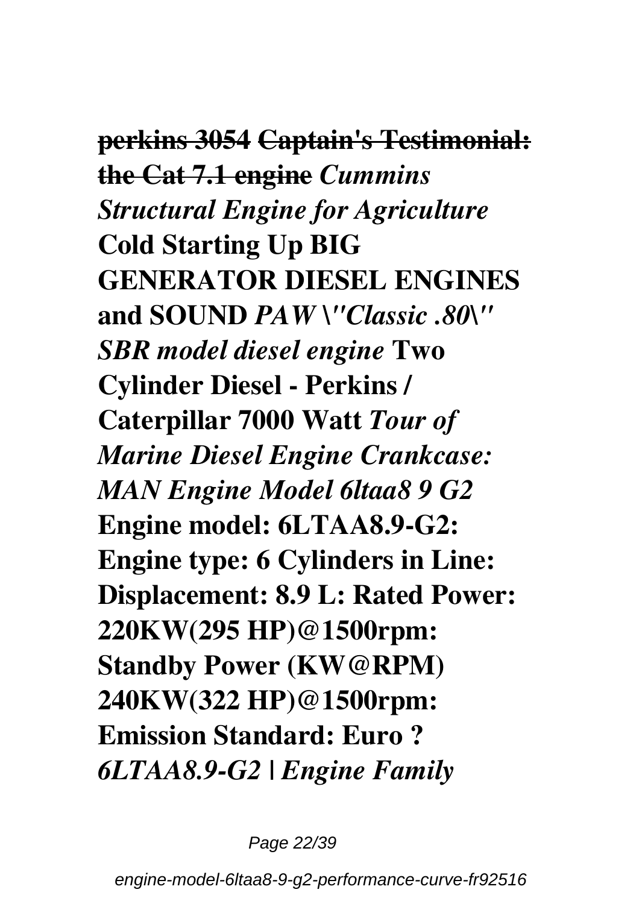~~**perkins 3054**~~ ~~**Captain's Testimonial: the Cat 7.1 engine**~~ ***Cummins Structural Engine for Agriculture*** **Cold Starting Up BIG GENERATOR DIESEL ENGINES and SOUND** ***PAW \"Classic .80\" SBR model diesel engine*** **Two Cylinder Diesel - Perkins / Caterpillar 7000 Watt** ***Tour of Marine Diesel Engine Crankcase: MAN Engine Model 6ltaa8 9 G2*** **Engine model: 6LTAA8.9-G2: Engine type: 6 Cylinders in Line: Displacement: 8.9 L: Rated Power: 220KW(295 HP)@1500rpm: Standby Power (KW@RPM) 240KW(322 HP)@1500rpm: Emission Standard: Euro ?** ***6LTAA8.9-G2 | Engine Family***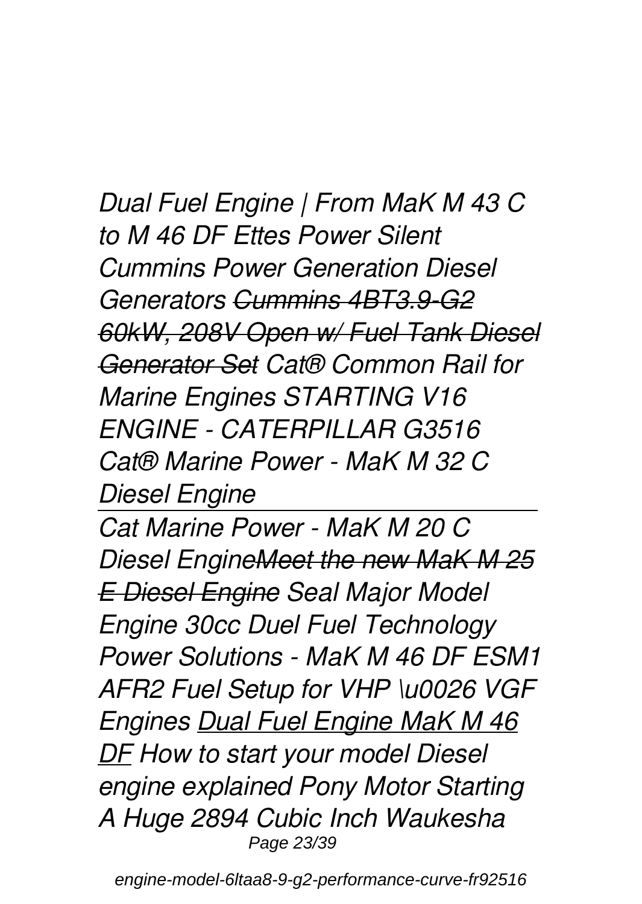*Dual Fuel Engine | From MaK M 43 C to M 46 DF Ettes Power Silent Cummins Power Generation Diesel Generators ~~Cummins 4BT3.9-G2 60kW, 208V Open w/ Fuel Tank Diesel Generator Set~~ Cat® Common Rail for Marine Engines STARTING V16 ENGINE - CATERPILLAR G3516 Cat® Marine Power - MaK M 32 C Diesel Engine*

---

*Cat Marine Power - MaK M 20 C Diesel Engine~~Meet the new MaK M 25 E Diesel Engine~~ Seal Major Model Engine 30cc Duel Fuel Technology Power Solutions - MaK M 46 DF ESM1 AFR2 Fuel Setup for VHP \u0026 VGF Engines <u>Dual Fuel Engine MaK M 46 DF</u> How to start your model Diesel engine explained Pony Motor Starting A Huge 2894 Cubic Inch Waukesha*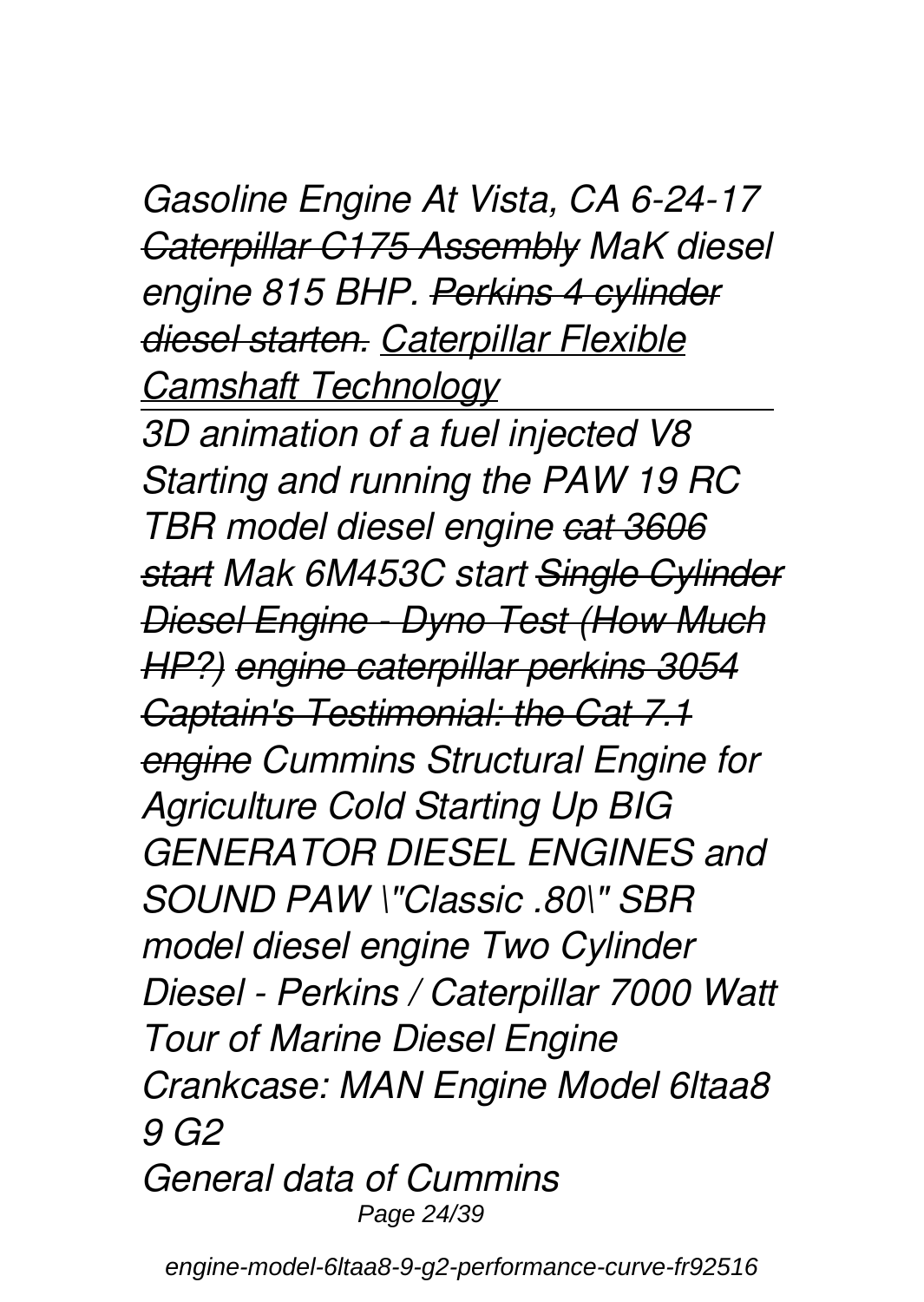*Gasoline Engine At Vista, CA 6-24-17 ~~Caterpillar C175 Assembly~~ MaK diesel engine 815 BHP. ~~Perkins 4 cylinder diesel starten.~~ Caterpillar Flexible Camshaft Technology*

---

*3D animation of a fuel injected V8 Starting and running the PAW 19 RC TBR model diesel engine ~~cat 3606 start~~ Mak 6M453C start ~~Single Cylinder Diesel Engine - Dyno Test (How Much HP?)~~ ~~engine caterpillar perkins 3054~~ ~~Captain's Testimonial: the Cat 7.1 engine~~ Cummins Structural Engine for Agriculture Cold Starting Up BIG GENERATOR DIESEL ENGINES and SOUND PAW \"Classic .80\" SBR model diesel engine Two Cylinder Diesel - Perkins / Caterpillar 7000 Watt Tour of Marine Diesel Engine Crankcase: MAN Engine Model 6ltaa8 9 G2*

*General data of Cummins*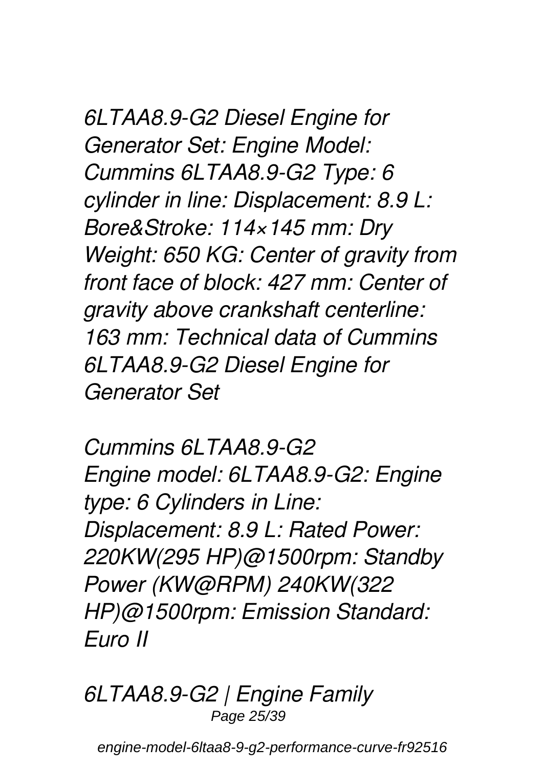*6LTAA8.9-G2 Diesel Engine for Generator Set: Engine Model: Cummins 6LTAA8.9-G2 Type: 6 cylinder in line: Displacement: 8.9 L: Bore&Stroke: 114×145 mm: Dry Weight: 650 KG: Center of gravity from front face of block: 427 mm: Center of gravity above crankshaft centerline: 163 mm: Technical data of Cummins 6LTAA8.9-G2 Diesel Engine for Generator Set*

*Cummins 6LTAA8.9-G2*
*Engine model: 6LTAA8.9-G2: Engine type: 6 Cylinders in Line: Displacement: 8.9 L: Rated Power: 220KW(295 HP)@1500rpm: Standby Power (KW@RPM) 240KW(322 HP)@1500rpm: Emission Standard: Euro II*

*6LTAA8.9-G2 | Engine Family*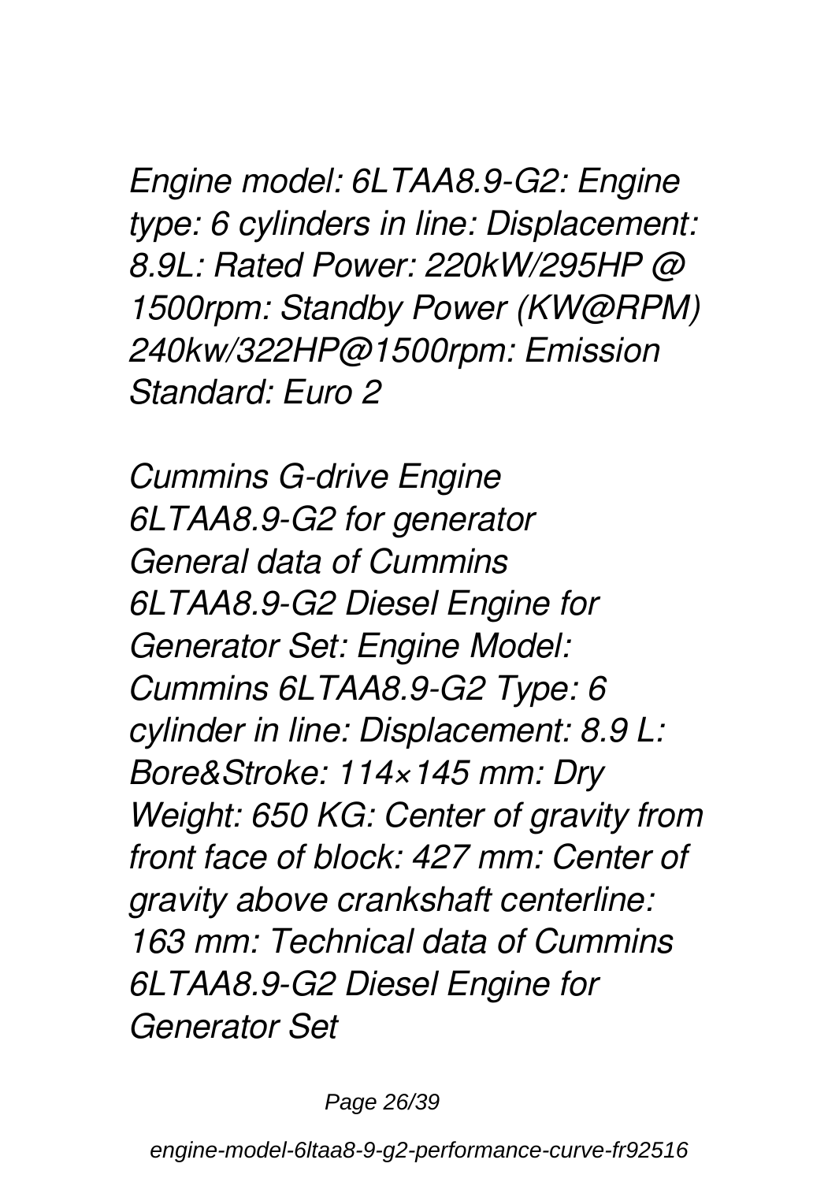*Engine model: 6LTAA8.9-G2: Engine type: 6 cylinders in line: Displacement: 8.9L: Rated Power: 220kW/295HP @ 1500rpm: Standby Power (KW@RPM) 240kw/322HP@1500rpm: Emission Standard: Euro 2*

*Cummins G-drive Engine 6LTAA8.9-G2 for generator General data of Cummins 6LTAA8.9-G2 Diesel Engine for Generator Set: Engine Model: Cummins 6LTAA8.9-G2 Type: 6 cylinder in line: Displacement: 8.9 L: Bore&Stroke: 114×145 mm: Dry Weight: 650 KG: Center of gravity from front face of block: 427 mm: Center of gravity above crankshaft centerline: 163 mm: Technical data of Cummins 6LTAA8.9-G2 Diesel Engine for Generator Set*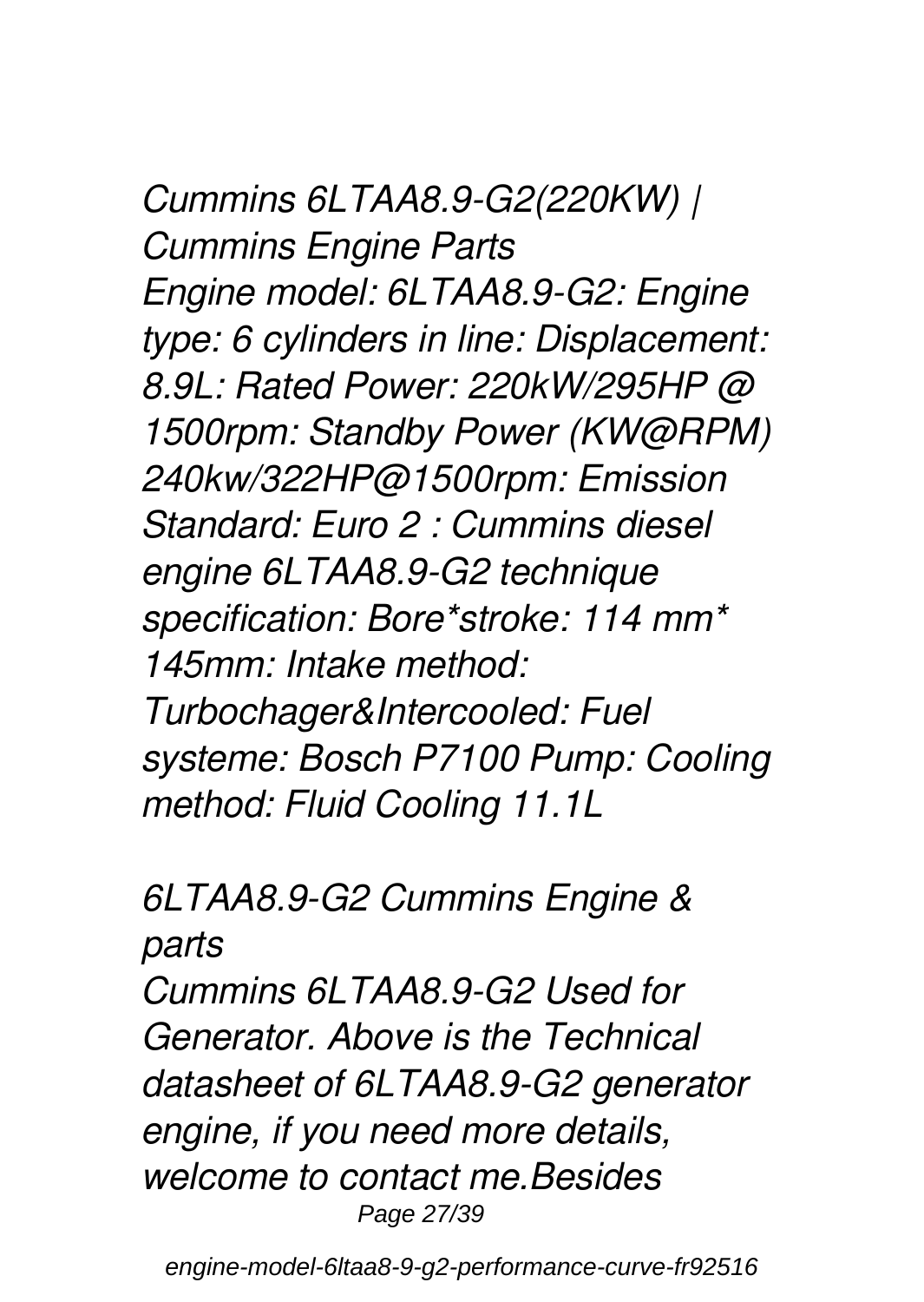*Cummins 6LTAA8.9-G2(220KW) | Cummins Engine Parts*

*Engine model: 6LTAA8.9-G2: Engine type: 6 cylinders in line: Displacement: 8.9L: Rated Power: 220kW/295HP @ 1500rpm: Standby Power (KW@RPM) 240kw/322HP@1500rpm: Emission Standard: Euro 2 : Cummins diesel engine 6LTAA8.9-G2 technique specification: Bore*stroke: 114 mm* 145mm: Intake method: Turbochager&Intercooled: Fuel systeme: Bosch P7100 Pump: Cooling method: Fluid Cooling 11.1L*

*6LTAA8.9-G2 Cummins Engine & parts*

*Cummins 6LTAA8.9-G2 Used for Generator. Above is the Technical datasheet of 6LTAA8.9-G2 generator engine, if you need more details, welcome to contact me.Besides*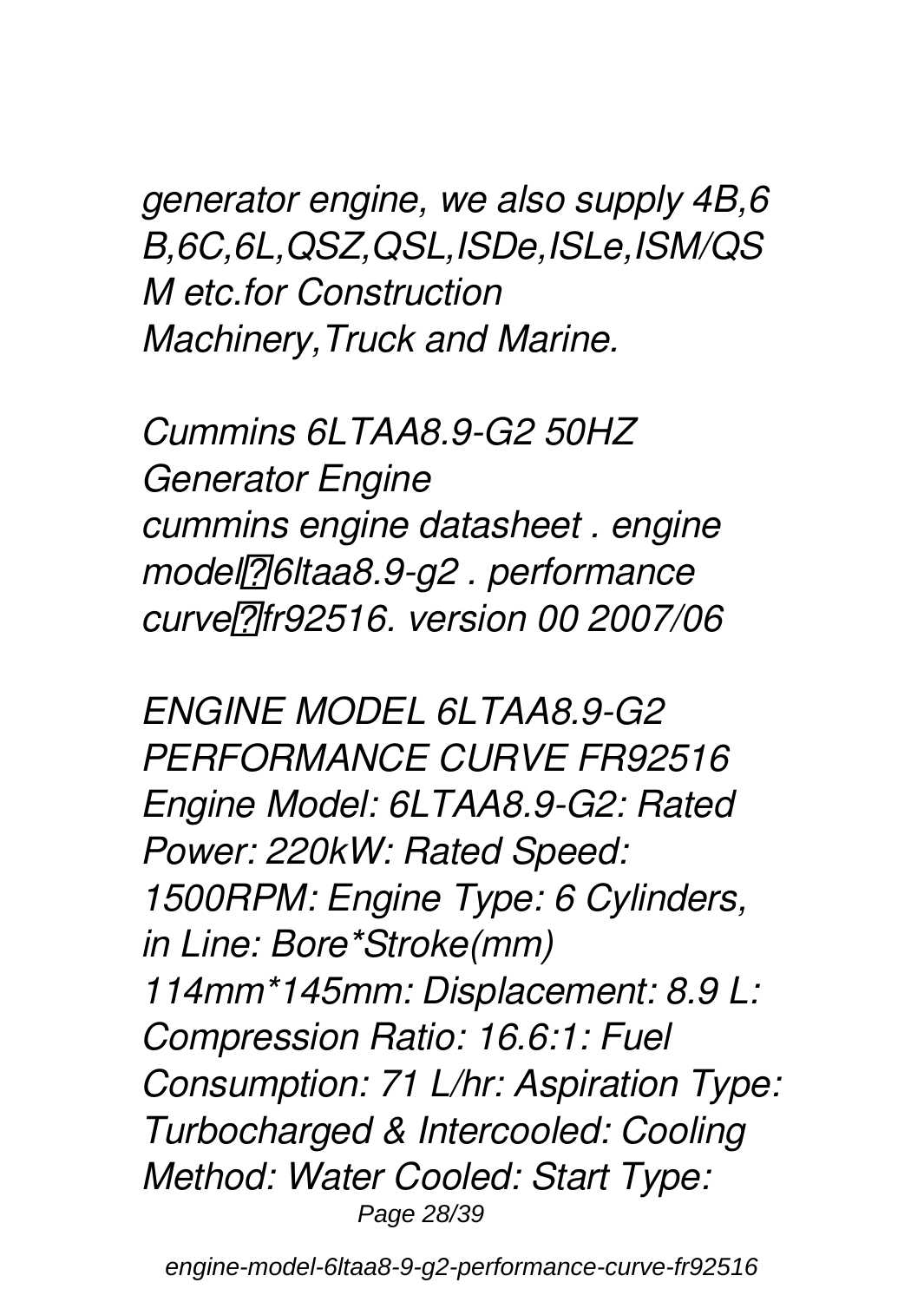*generator engine, we also supply 4B,6 B,6C,6L,QSZ,QSL,ISDe,ISLe,ISM/QS M etc.for Construction Machinery,Truck and Marine.*

*Cummins 6LTAA8.9-G2 50HZ Generator Engine*
*cummins engine datasheet . engine model：6ltaa8.9-g2 . performance curve：fr92516. version 00 2007/06*

*ENGINE MODEL 6LTAA8.9-G2 PERFORMANCE CURVE FR92516*
*Engine Model: 6LTAA8.9-G2: Rated Power: 220kW: Rated Speed: 1500RPM: Engine Type: 6 Cylinders, in Line: Bore*Stroke(mm) 114mm*145mm: Displacement: 8.9 L: Compression Ratio: 16.6:1: Fuel Consumption: 71 L/hr: Aspiration Type: Turbocharged & Intercooled: Cooling Method: Water Cooled: Start Type:*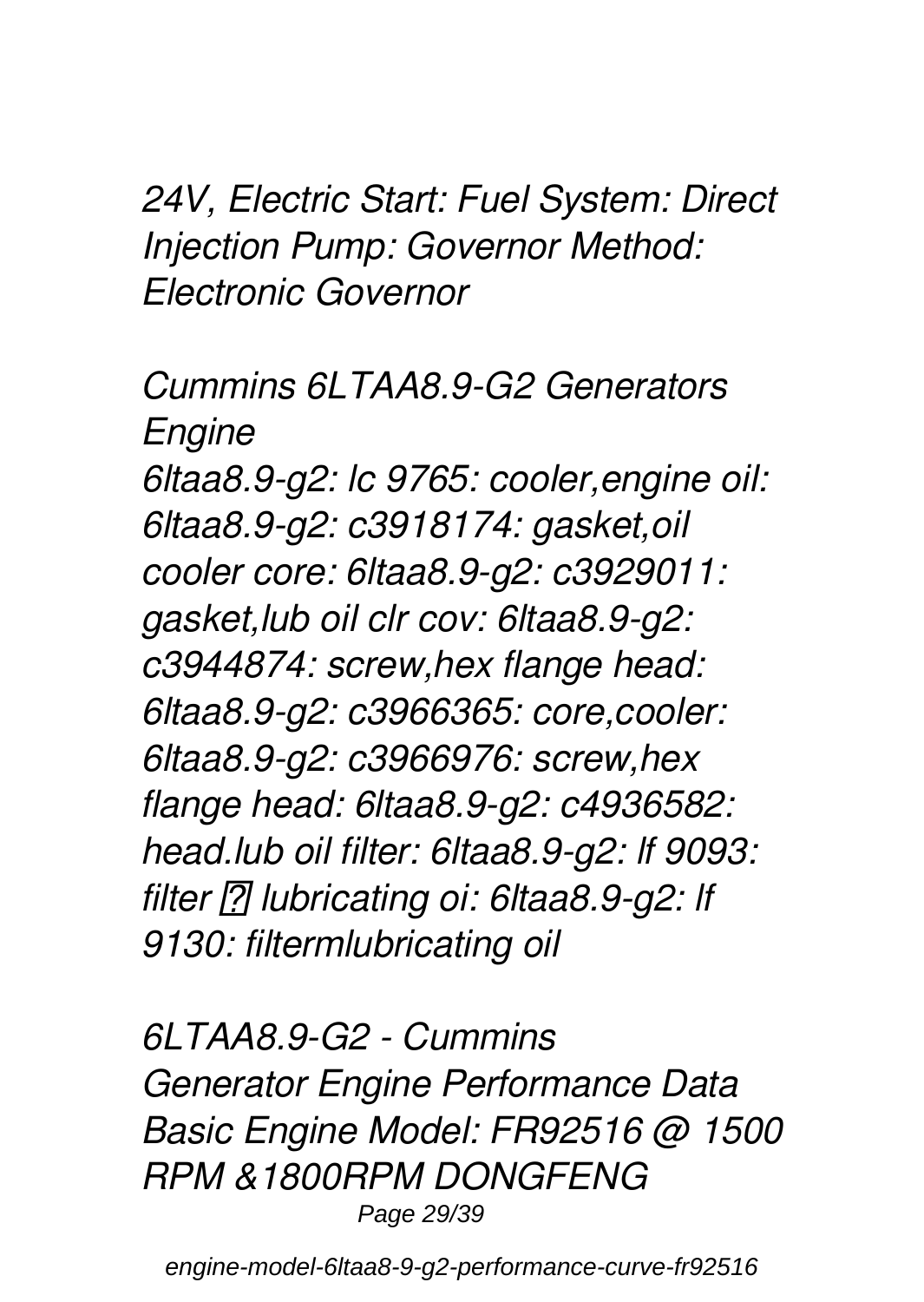*24V, Electric Start: Fuel System: Direct Injection Pump: Governor Method: Electronic Governor*

*Cummins 6LTAA8.9-G2 Generators Engine*
*6ltaa8.9-g2: lc 9765: cooler,engine oil: 6ltaa8.9-g2: c3918174: gasket,oil cooler core: 6ltaa8.9-g2: c3929011: gasket,lub oil clr cov: 6ltaa8.9-g2: c3944874: screw,hex flange head: 6ltaa8.9-g2: c3966365: core,cooler: 6ltaa8.9-g2: c3966976: screw,hex flange head: 6ltaa8.9-g2: c4936582: head.lub oil filter: 6ltaa8.9-g2: lf 9093: filter ? lubricating oi: 6ltaa8.9-g2: lf 9130: filtermlubricating oil*

*6LTAA8.9-G2 - Cummins*
*Generator Engine Performance Data Basic Engine Model: FR92516 @ 1500 RPM &1800RPM DONGFENG*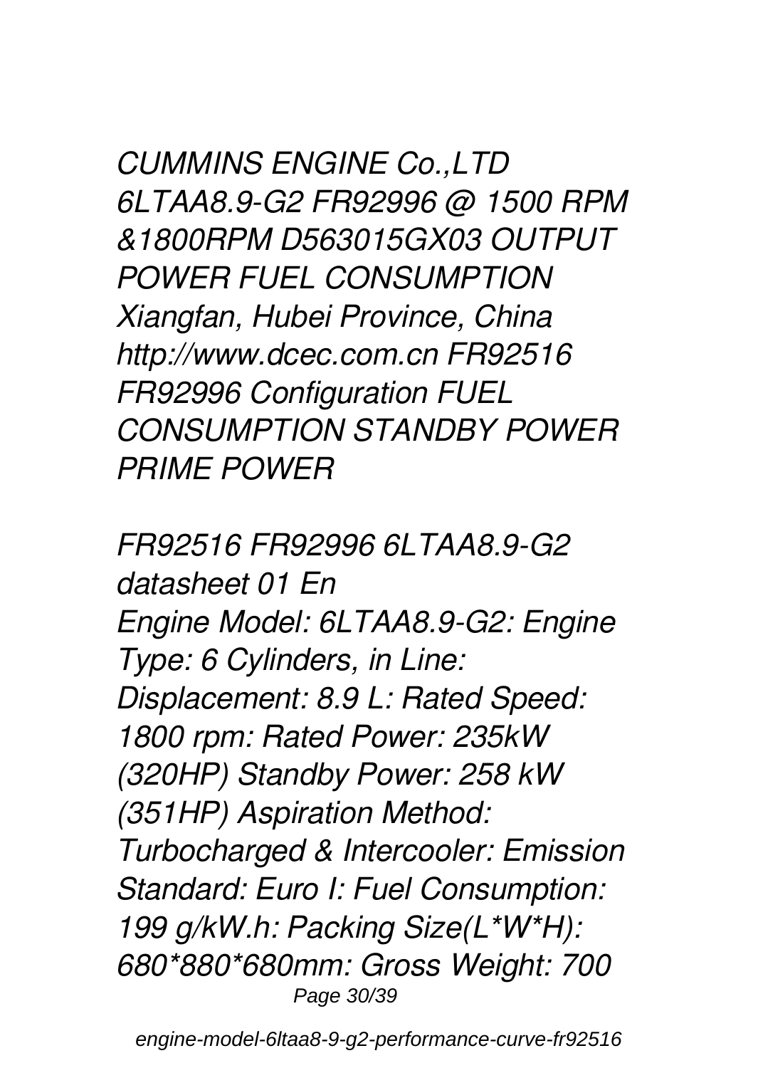*CUMMINS ENGINE Co.,LTD 6LTAA8.9-G2 FR92996 @ 1500 RPM &1800RPM D563015GX03 OUTPUT POWER FUEL CONSUMPTION Xiangfan, Hubei Province, China http://www.dcec.com.cn FR92516 FR92996 Configuration FUEL CONSUMPTION STANDBY POWER PRIME POWER*

*FR92516 FR92996 6LTAA8.9-G2 datasheet 01 En*
*Engine Model: 6LTAA8.9-G2: Engine Type: 6 Cylinders, in Line: Displacement: 8.9 L: Rated Speed: 1800 rpm: Rated Power: 235kW (320HP) Standby Power: 258 kW (351HP) Aspiration Method: Turbocharged & Intercooler: Emission Standard: Euro I: Fuel Consumption: 199 g/kW.h: Packing Size(L*W*H): 680*880*680mm: Gross Weight: 700*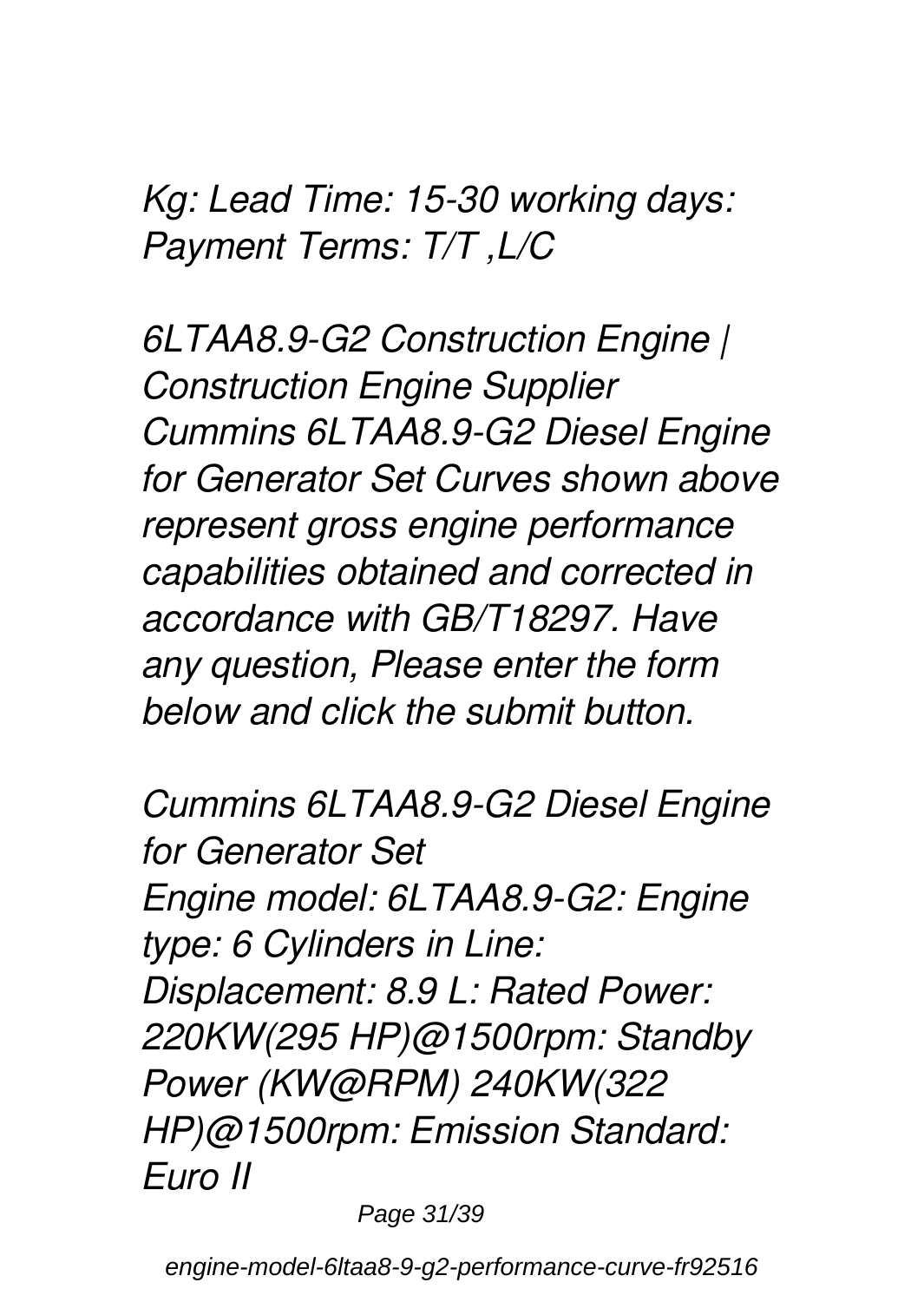*Kg: Lead Time: 15-30 working days: Payment Terms: T/T ,L/C*

*6LTAA8.9-G2 Construction Engine | Construction Engine Supplier*
*Cummins 6LTAA8.9-G2 Diesel Engine for Generator Set Curves shown above represent gross engine performance capabilities obtained and corrected in accordance with GB/T18297. Have any question, Please enter the form below and click the submit button.*

*Cummins 6LTAA8.9-G2 Diesel Engine for Generator Set*
*Engine model: 6LTAA8.9-G2: Engine type: 6 Cylinders in Line: Displacement: 8.9 L: Rated Power: 220KW(295 HP)@1500rpm: Standby Power (KW@RPM) 240KW(322 HP)@1500rpm: Emission Standard: Euro II*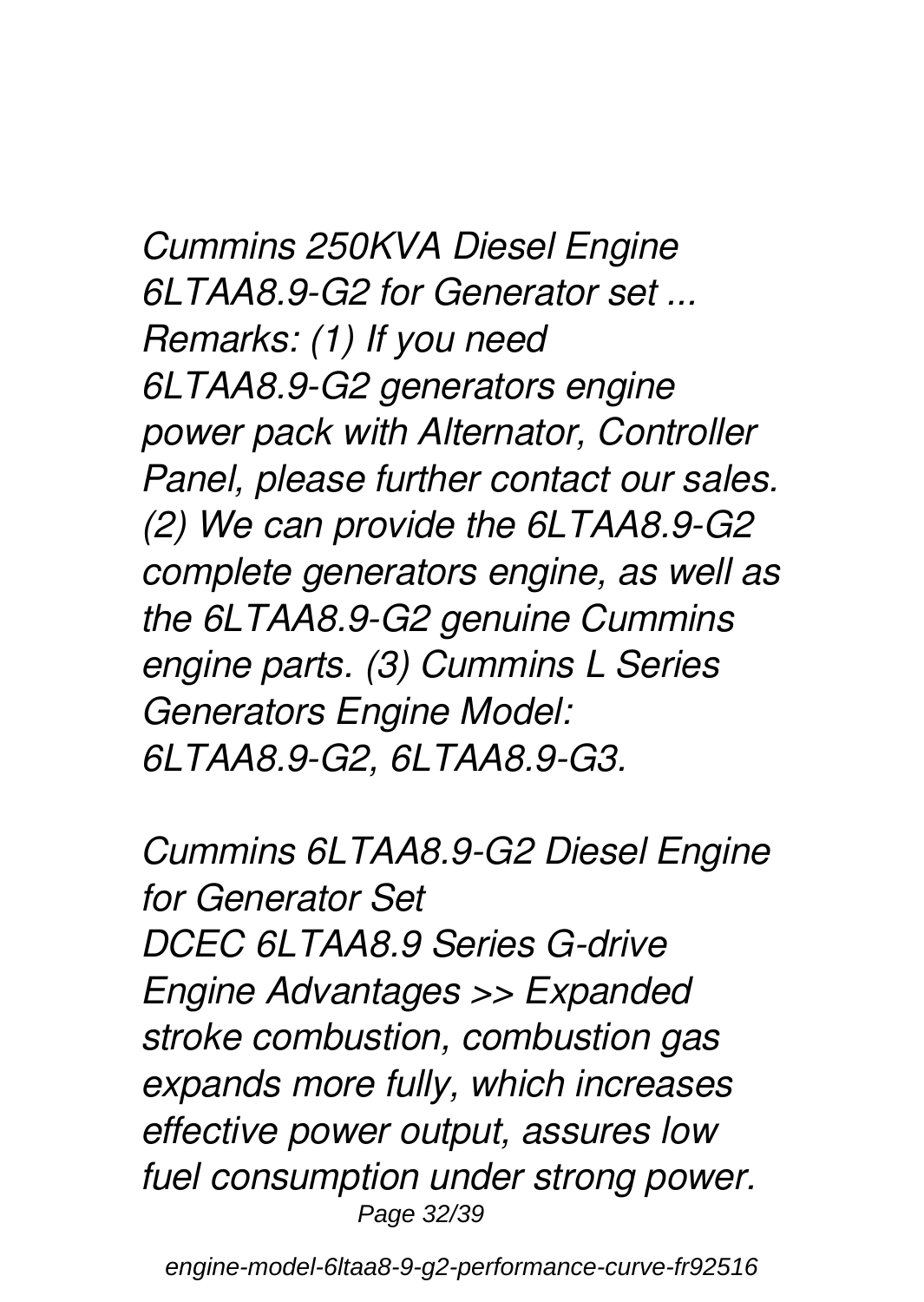*Cummins 250KVA Diesel Engine 6LTAA8.9-G2 for Generator set ...*
*Remarks: (1) If you need 6LTAA8.9-G2 generators engine power pack with Alternator, Controller Panel, please further contact our sales. (2) We can provide the 6LTAA8.9-G2 complete generators engine, as well as the 6LTAA8.9-G2 genuine Cummins engine parts. (3) Cummins L Series Generators Engine Model: 6LTAA8.9-G2, 6LTAA8.9-G3.*

*Cummins 6LTAA8.9-G2 Diesel Engine for Generator Set*
*DCEC 6LTAA8.9 Series G-drive Engine Advantages >> Expanded stroke combustion, combustion gas expands more fully, which increases effective power output, assures low fuel consumption under strong power.*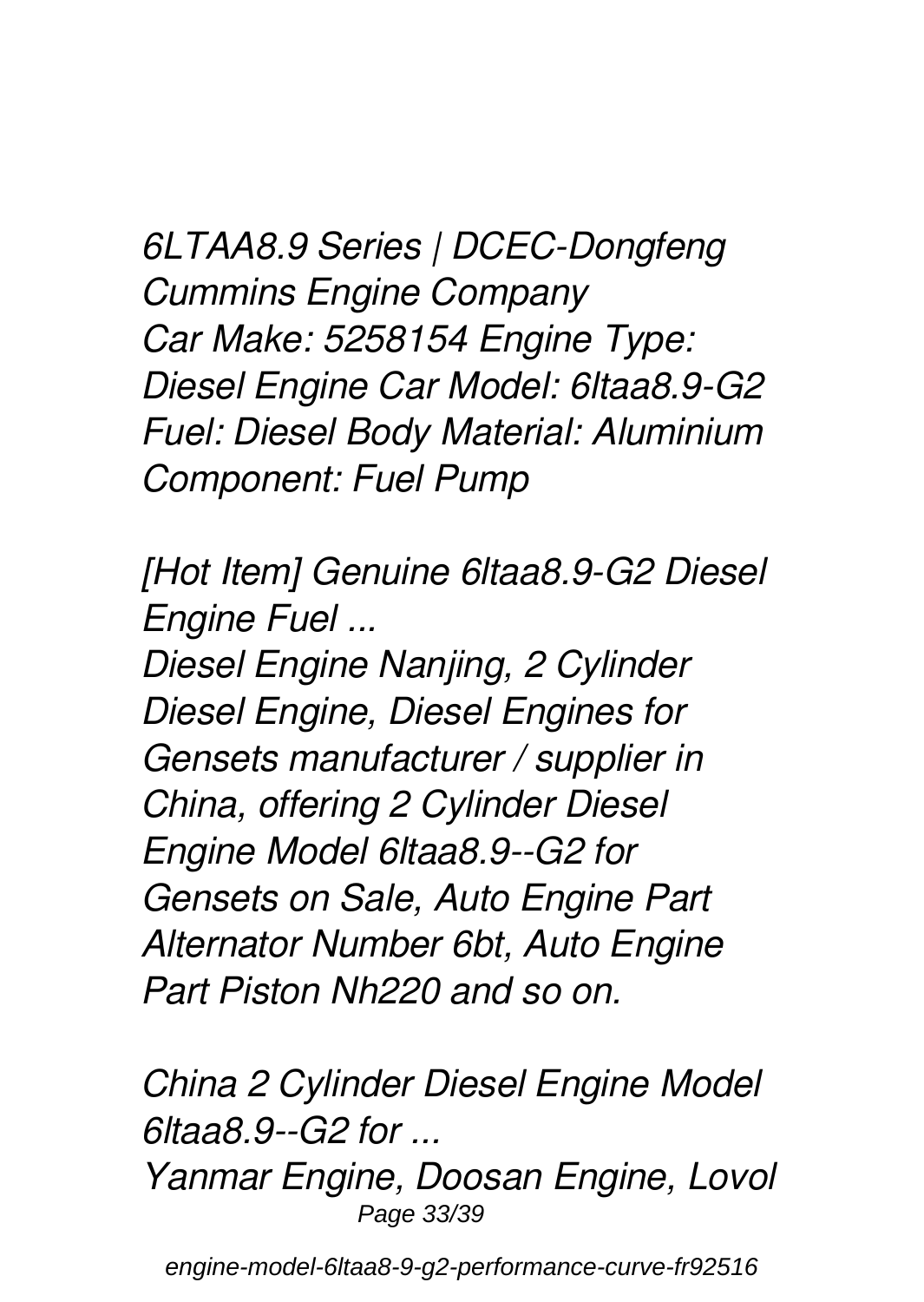*6LTAA8.9 Series | DCEC-Dongfeng Cummins Engine Company*
*Car Make: 5258154 Engine Type: Diesel Engine Car Model: 6ltaa8.9-G2 Fuel: Diesel Body Material: Aluminium Component: Fuel Pump*

*[Hot Item] Genuine 6ltaa8.9-G2 Diesel Engine Fuel ...*
*Diesel Engine Nanjing, 2 Cylinder Diesel Engine, Diesel Engines for Gensets manufacturer / supplier in China, offering 2 Cylinder Diesel Engine Model 6ltaa8.9--G2 for Gensets on Sale, Auto Engine Part Alternator Number 6bt, Auto Engine Part Piston Nh220 and so on.*

*China 2 Cylinder Diesel Engine Model 6ltaa8.9--G2 for ...*
*Yanmar Engine, Doosan Engine, Lovol*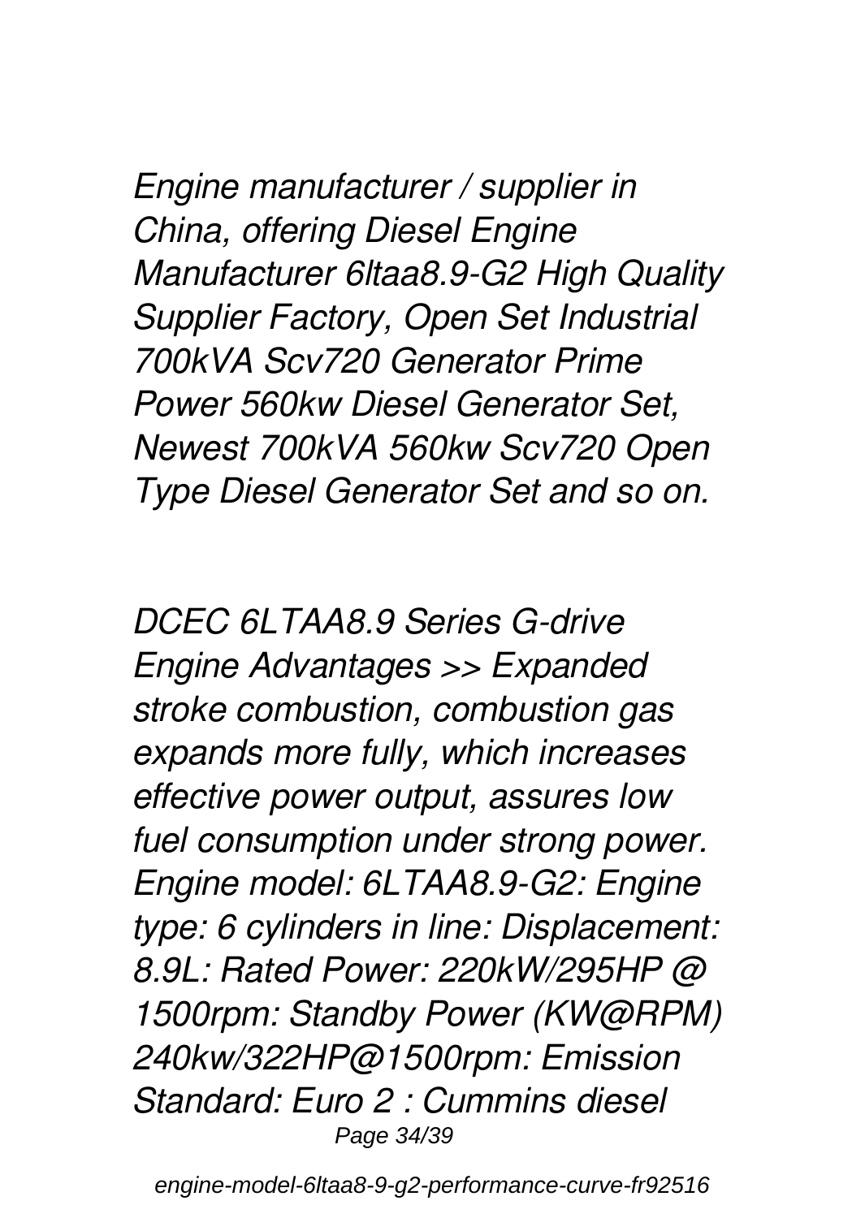*Engine manufacturer / supplier in China, offering Diesel Engine Manufacturer 6ltaa8.9-G2 High Quality Supplier Factory, Open Set Industrial 700kVA Scv720 Generator Prime Power 560kw Diesel Generator Set, Newest 700kVA 560kw Scv720 Open Type Diesel Generator Set and so on.*

*DCEC 6LTAA8.9 Series G-drive Engine Advantages >> Expanded stroke combustion, combustion gas expands more fully, which increases effective power output, assures low fuel consumption under strong power. Engine model: 6LTAA8.9-G2: Engine type: 6 cylinders in line: Displacement: 8.9L: Rated Power: 220kW/295HP @ 1500rpm: Standby Power (KW@RPM) 240kw/322HP@1500rpm: Emission Standard: Euro 2 : Cummins diesel*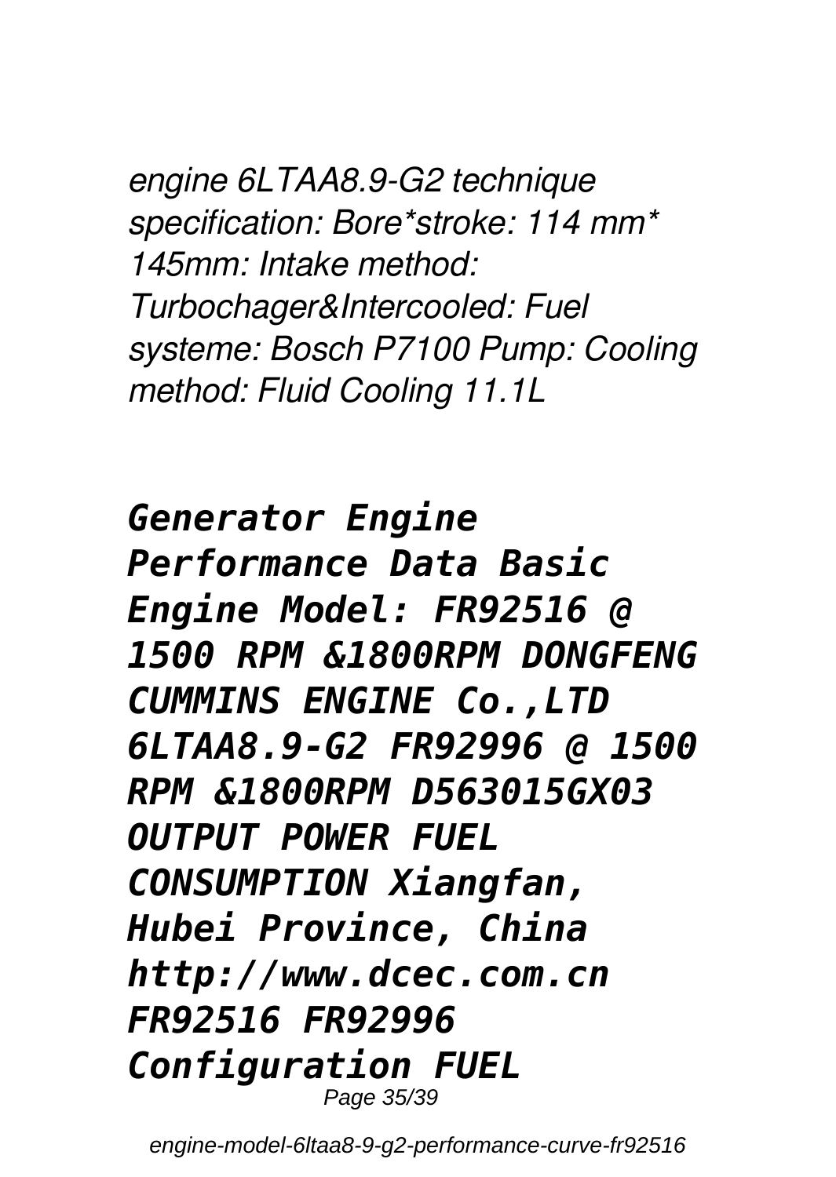*engine 6LTAA8.9-G2 technique specification: Bore*stroke: 114 mm* 145mm: Intake method: Turbochager&Intercooled: Fuel systeme: Bosch P7100 Pump: Cooling method: Fluid Cooling 11.1L*

***Generator Engine Performance Data Basic Engine Model: FR92516 @ 1500 RPM &1800RPM DONGFENG CUMMINS ENGINE Co.,LTD 6LTAA8.9-G2 FR92996 @ 1500 RPM &1800RPM D563015GX03 OUTPUT POWER FUEL CONSUMPTION Xiangfan, Hubei Province, China http://www.dcec.com.cn FR92516 FR92996 Configuration FUEL***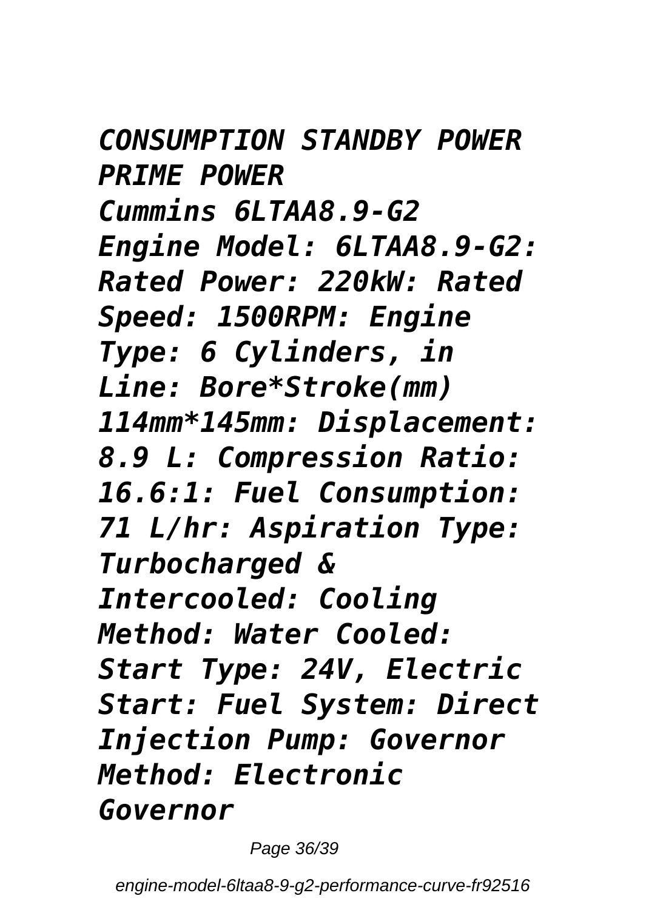*CONSUMPTION STANDBY POWER PRIME POWER*
*Cummins 6LTAA8.9-G2*
*Engine Model: 6LTAA8.9-G2: Rated Power: 220kW: Rated Speed: 1500RPM: Engine Type: 6 Cylinders, in Line: Bore*Stroke(mm) 114mm*145mm: Displacement: 8.9 L: Compression Ratio: 16.6:1: Fuel Consumption: 71 L/hr: Aspiration Type: Turbocharged & Intercooled: Cooling Method: Water Cooled: Start Type: 24V, Electric Start: Fuel System: Direct Injection Pump: Governor Method: Electronic Governor*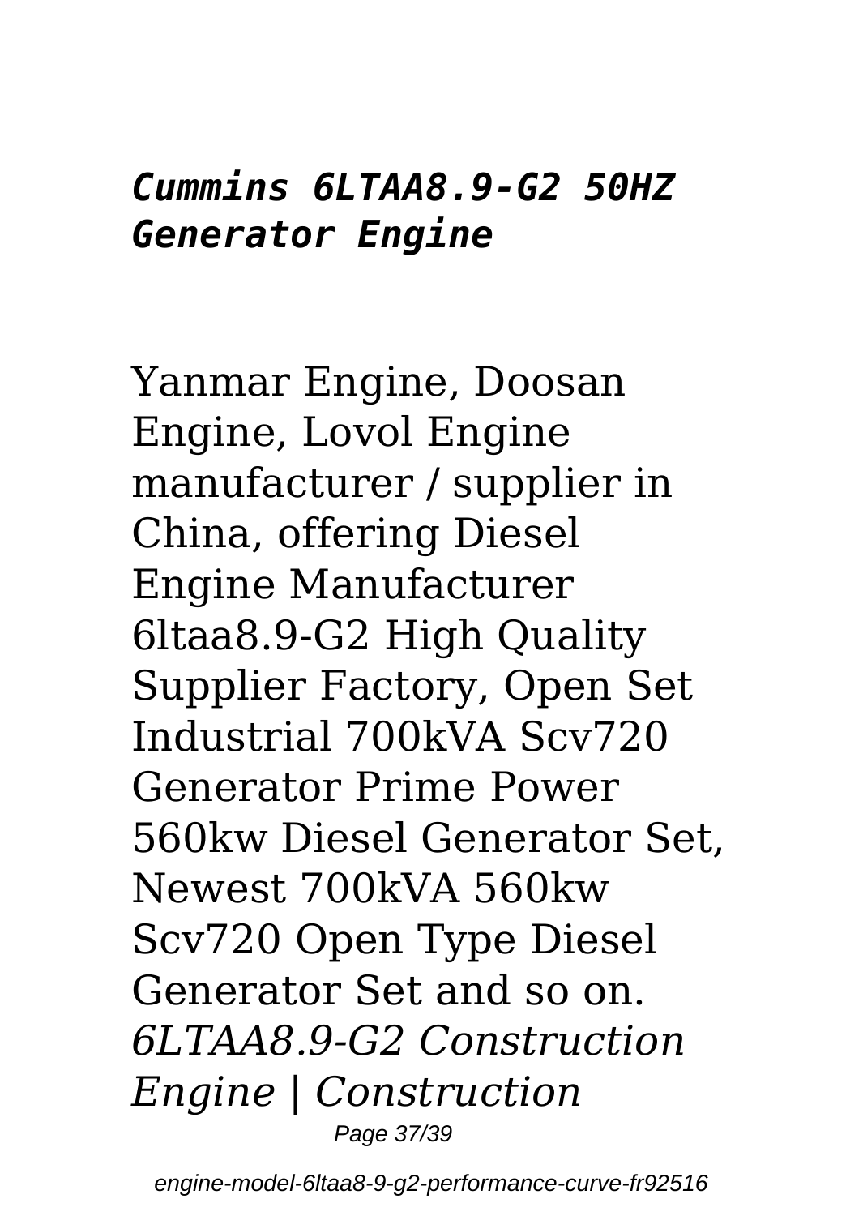***Cummins 6LTAA8.9-G2 50HZ Generator Engine***

Yanmar Engine, Doosan Engine, Lovol Engine manufacturer / supplier in China, offering Diesel Engine Manufacturer 6ltaa8.9-G2 High Quality Supplier Factory, Open Set Industrial 700kVA Scv720 Generator Prime Power 560kw Diesel Generator Set, Newest 700kVA 560kw Scv720 Open Type Diesel Generator Set and so on.

*6LTAA8.9-G2 Construction Engine | Construction*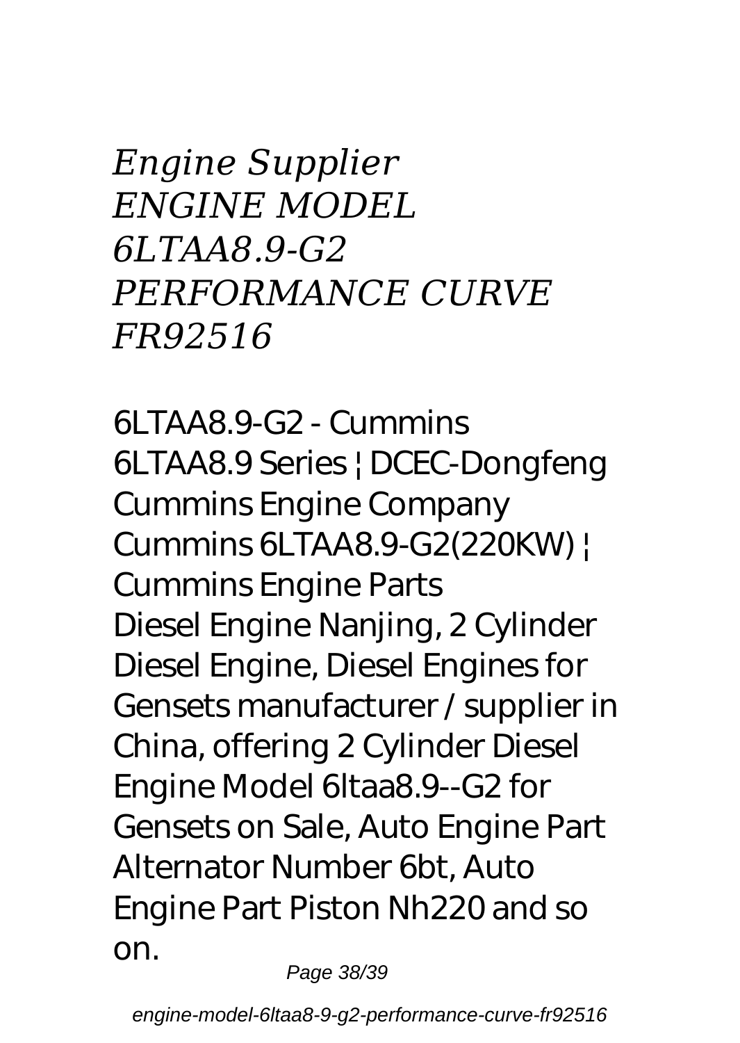*Engine Supplier*
*ENGINE MODEL*
*6LTAA8.9-G2*
*PERFORMANCE CURVE*
*FR92516*

6LTAA8.9-G2 - Cummins
6LTAA8.9 Series | DCEC-Dongfeng Cummins Engine Company
Cummins 6LTAA8.9-G2(220KW) | Cummins Engine Parts
Diesel Engine Nanjing, 2 Cylinder Diesel Engine, Diesel Engines for Gensets manufacturer / supplier in China, offering 2 Cylinder Diesel Engine Model 6ltaa8.9--G2 for Gensets on Sale, Auto Engine Part Alternator Number 6bt, Auto Engine Part Piston Nh220 and so on.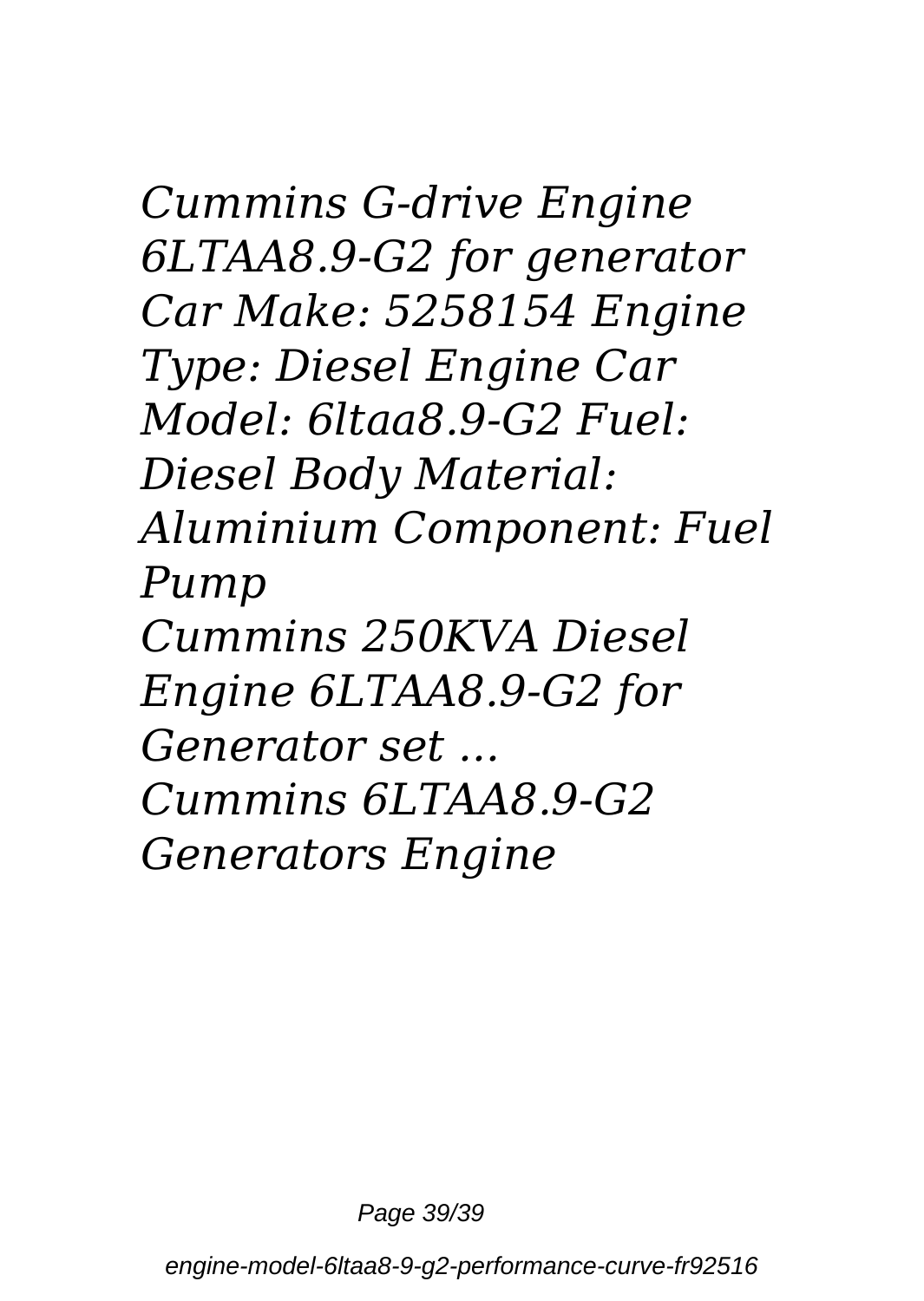*Cummins G-drive Engine 6LTAA8.9-G2 for generator Car Make: 5258154 Engine Type: Diesel Engine Car Model: 6ltaa8.9-G2 Fuel: Diesel Body Material: Aluminium Component: Fuel Pump*

*Cummins 250KVA Diesel Engine 6LTAA8.9-G2 for Generator set ...*

*Cummins 6LTAA8.9-G2 Generators Engine*